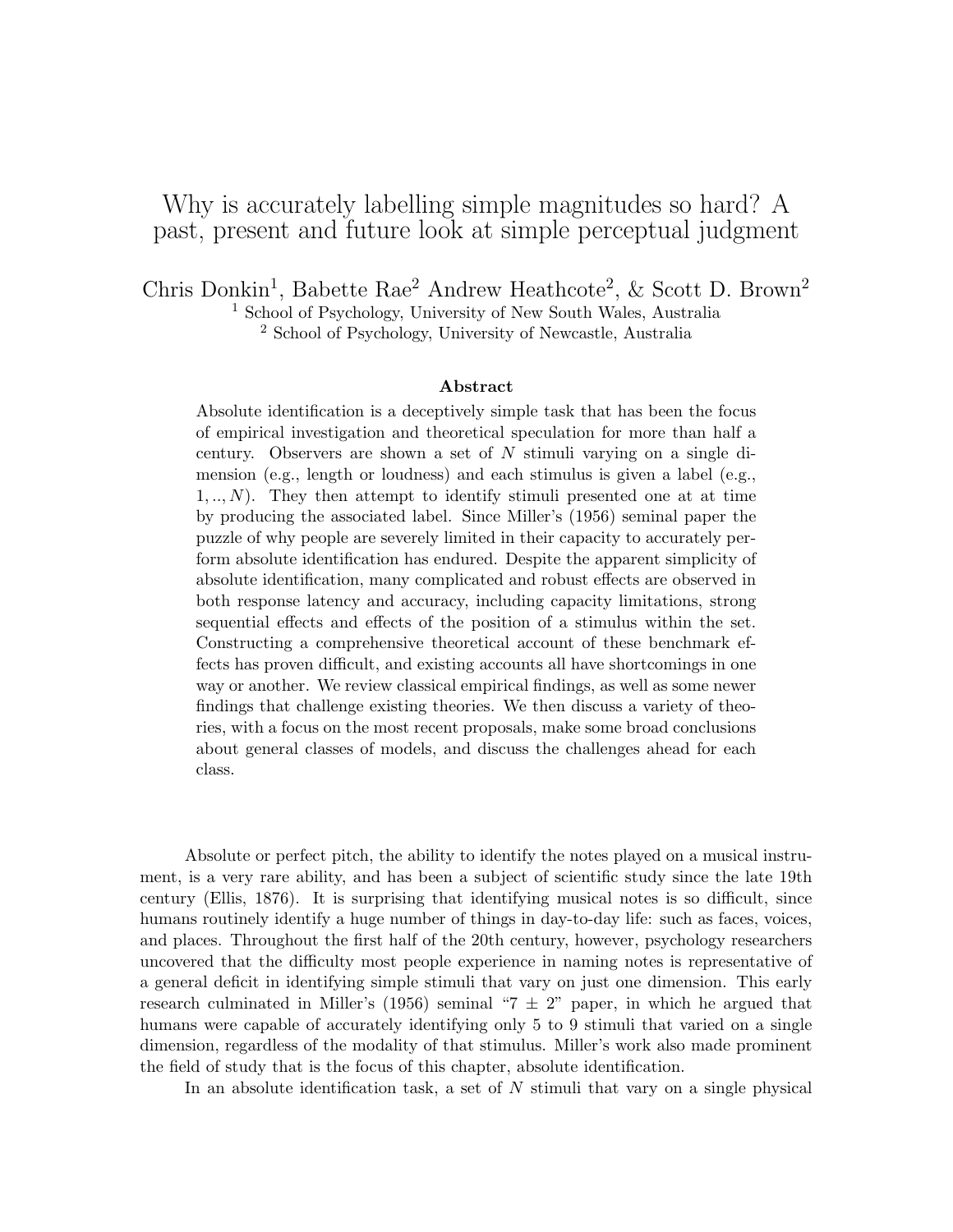# Why is accurately labelling simple magnitudes so hard? A past, present and future look at simple perceptual judgment

Chris Donkin[1], Babette Rae[2] Andrew Heathcote[2], & Scott D. Brown[2]

[1] School of Psychology, University of New South Wales, Australia
[2] School of Psychology, University of Newcastle, Australia

### Abstract

Absolute identification is a deceptively simple task that has been the focus of empirical investigation and theoretical speculation for more than half a century. Observers are shown a set of $N$ stimuli varying on a single dimension (e.g., length or loudness) and each stimulus is given a label (e.g., $1, .., N$). They then attempt to identify stimuli presented one at at time by producing the associated label. Since Miller's (1956) seminal paper the puzzle of why people are severely limited in their capacity to accurately perform absolute identification has endured. Despite the apparent simplicity of absolute identification, many complicated and robust effects are observed in both response latency and accuracy, including capacity limitations, strong sequential effects and effects of the position of a stimulus within the set. Constructing a comprehensive theoretical account of these benchmark effects has proven difficult, and existing accounts all have shortcomings in one way or another. We review classical empirical findings, as well as some newer findings that challenge existing theories. We then discuss a variety of theories, with a focus on the most recent proposals, make some broad conclusions about general classes of models, and discuss the challenges ahead for each class.

Absolute or perfect pitch, the ability to identify the notes played on a musical instrument, is a very rare ability, and has been a subject of scientific study since the late 19th century (Ellis, 1876). It is surprising that identifying musical notes is so difficult, since humans routinely identify a huge number of things in day-to-day life: such as faces, voices, and places. Throughout the first half of the 20th century, however, psychology researchers uncovered that the difficulty most people experience in naming notes is representative of a general deficit in identifying simple stimuli that vary on just one dimension. This early research culminated in Miller's (1956) seminal "7 ± 2" paper, in which he argued that humans were capable of accurately identifying only 5 to 9 stimuli that varied on a single dimension, regardless of the modality of that stimulus. Miller's work also made prominent the field of study that is the focus of this chapter, absolute identification.

In an absolute identification task, a set of $N$ stimuli that vary on a single physical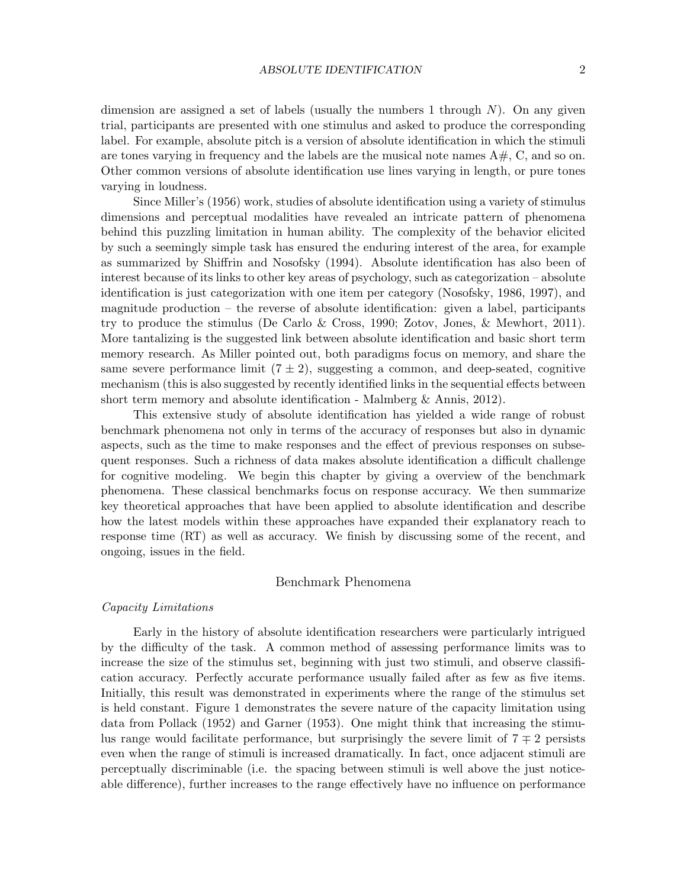dimension are assigned a set of labels (usually the numbers 1 through $N$). On any given trial, participants are presented with one stimulus and asked to produce the corresponding label. For example, absolute pitch is a version of absolute identification in which the stimuli are tones varying in frequency and the labels are the musical note names A#, C, and so on. Other common versions of absolute identification use lines varying in length, or pure tones varying in loudness.

Since Miller's (1956) work, studies of absolute identification using a variety of stimulus dimensions and perceptual modalities have revealed an intricate pattern of phenomena behind this puzzling limitation in human ability. The complexity of the behavior elicited by such a seemingly simple task has ensured the enduring interest of the area, for example as summarized by Shiffrin and Nosofsky (1994). Absolute identification has also been of interest because of its links to other key areas of psychology, such as categorization – absolute identification is just categorization with one item per category (Nosofsky, 1986, 1997), and magnitude production – the reverse of absolute identification: given a label, participants try to produce the stimulus (De Carlo & Cross, 1990; Zotov, Jones, & Mewhort, 2011). More tantalizing is the suggested link between absolute identification and basic short term memory research. As Miller pointed out, both paradigms focus on memory, and share the same severe performance limit ($7 \pm 2$), suggesting a common, and deep-seated, cognitive mechanism (this is also suggested by recently identified links in the sequential effects between short term memory and absolute identification - Malmberg & Annis, 2012).

This extensive study of absolute identification has yielded a wide range of robust benchmark phenomena not only in terms of the accuracy of responses but also in dynamic aspects, such as the time to make responses and the effect of previous responses on subsequent responses. Such a richness of data makes absolute identification a difficult challenge for cognitive modeling. We begin this chapter by giving a overview of the benchmark phenomena. These classical benchmarks focus on response accuracy. We then summarize key theoretical approaches that have been applied to absolute identification and describe how the latest models within these approaches have expanded their explanatory reach to response time (RT) as well as accuracy. We finish by discussing some of the recent, and ongoing, issues in the field.

## Benchmark Phenomena

### *Capacity Limitations*

Early in the history of absolute identification researchers were particularly intrigued by the difficulty of the task. A common method of assessing performance limits was to increase the size of the stimulus set, beginning with just two stimuli, and observe classification accuracy. Perfectly accurate performance usually failed after as few as five items. Initially, this result was demonstrated in experiments where the range of the stimulus set is held constant. Figure 1 demonstrates the severe nature of the capacity limitation using data from Pollack (1952) and Garner (1953). One might think that increasing the stimulus range would facilitate performance, but surprisingly the severe limit of $7 \mp 2$ persists even when the range of stimuli is increased dramatically. In fact, once adjacent stimuli are perceptually discriminable (i.e. the spacing between stimuli is well above the just noticeable difference), further increases to the range effectively have no influence on performance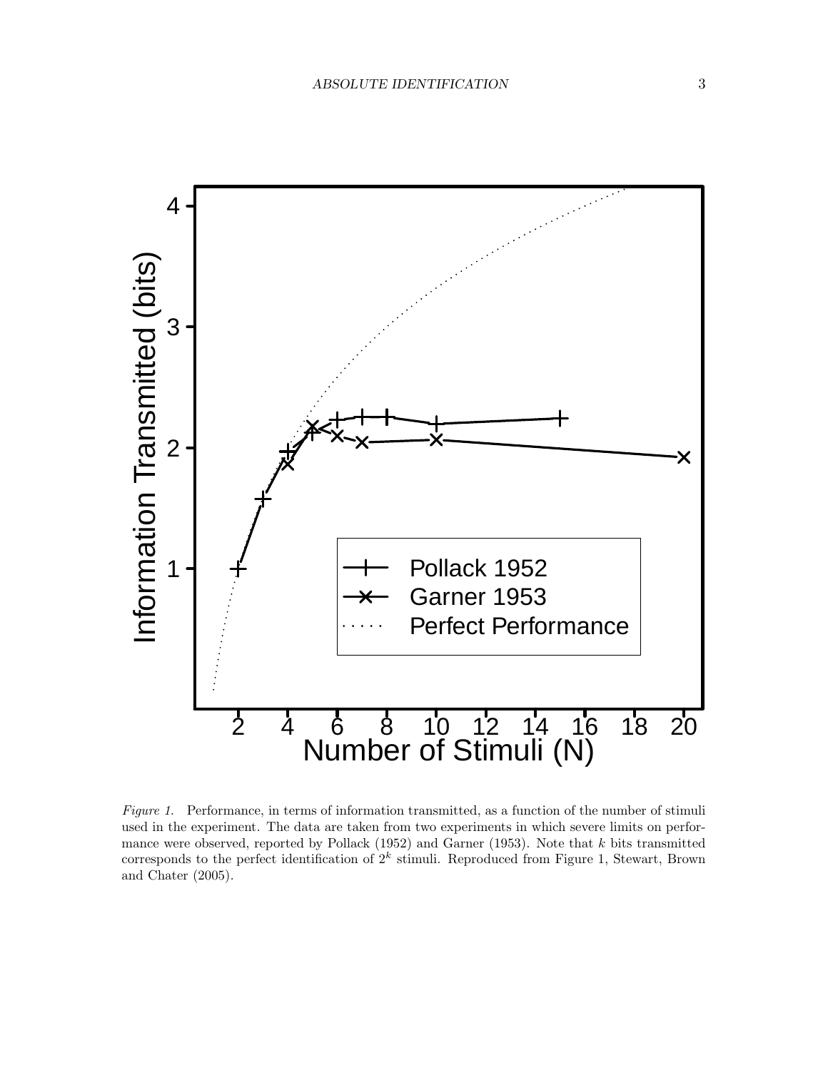*Figure 1.* Performance, in terms of information transmitted, as a function of the number of stimuli used in the experiment. The data are taken from two experiments in which severe limits on performance were observed, reported by Pollack (1952) and Garner (1953). Note that $k$ bits transmitted corresponds to the perfect identification of $2^k$ stimuli. Reproduced from Figure 1, Stewart, Brown and Chater (2005).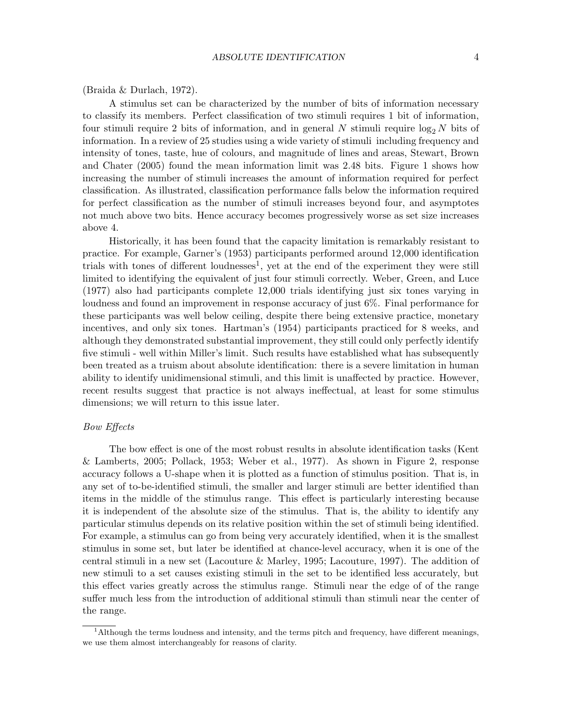(Braida & Durlach, 1972).

A stimulus set can be characterized by the number of bits of information necessary to classify its members. Perfect classification of two stimuli requires 1 bit of information, four stimuli require 2 bits of information, and in general $N$ stimuli require $\log_2 N$ bits of information. In a review of 25 studies using a wide variety of stimuli including frequency and intensity of tones, taste, hue of colours, and magnitude of lines and areas, Stewart, Brown and Chater (2005) found the mean information limit was 2.48 bits. Figure 1 shows how increasing the number of stimuli increases the amount of information required for perfect classification. As illustrated, classification performance falls below the information required for perfect classification as the number of stimuli increases beyond four, and asymptotes not much above two bits. Hence accuracy becomes progressively worse as set size increases above 4.

Historically, it has been found that the capacity limitation is remarkably resistant to practice. For example, Garner's (1953) participants performed around 12,000 identification trials with tones of different loudnesses[1], yet at the end of the experiment they were still limited to identifying the equivalent of just four stimuli correctly. Weber, Green, and Luce (1977) also had participants complete 12,000 trials identifying just six tones varying in loudness and found an improvement in response accuracy of just 6%. Final performance for these participants was well below ceiling, despite there being extensive practice, monetary incentives, and only six tones. Hartman's (1954) participants practiced for 8 weeks, and although they demonstrated substantial improvement, they still could only perfectly identify five stimuli - well within Miller's limit. Such results have established what has subsequently been treated as a truism about absolute identification: there is a severe limitation in human ability to identify unidimensional stimuli, and this limit is unaffected by practice. However, recent results suggest that practice is not always ineffectual, at least for some stimulus dimensions; we will return to this issue later.

*Bow Effects*

The bow effect is one of the most robust results in absolute identification tasks (Kent & Lamberts, 2005; Pollack, 1953; Weber et al., 1977). As shown in Figure 2, response accuracy follows a U-shape when it is plotted as a function of stimulus position. That is, in any set of to-be-identified stimuli, the smaller and larger stimuli are better identified than items in the middle of the stimulus range. This effect is particularly interesting because it is independent of the absolute size of the stimulus. That is, the ability to identify any particular stimulus depends on its relative position within the set of stimuli being identified. For example, a stimulus can go from being very accurately identified, when it is the smallest stimulus in some set, but later be identified at chance-level accuracy, when it is one of the central stimuli in a new set (Lacouture & Marley, 1995; Lacouture, 1997). The addition of new stimuli to a set causes existing stimuli in the set to be identified less accurately, but this effect varies greatly across the stimulus range. Stimuli near the edge of of the range suffer much less from the introduction of additional stimuli than stimuli near the center of the range.

[1]Although the terms loudness and intensity, and the terms pitch and frequency, have different meanings, we use them almost interchangeably for reasons of clarity.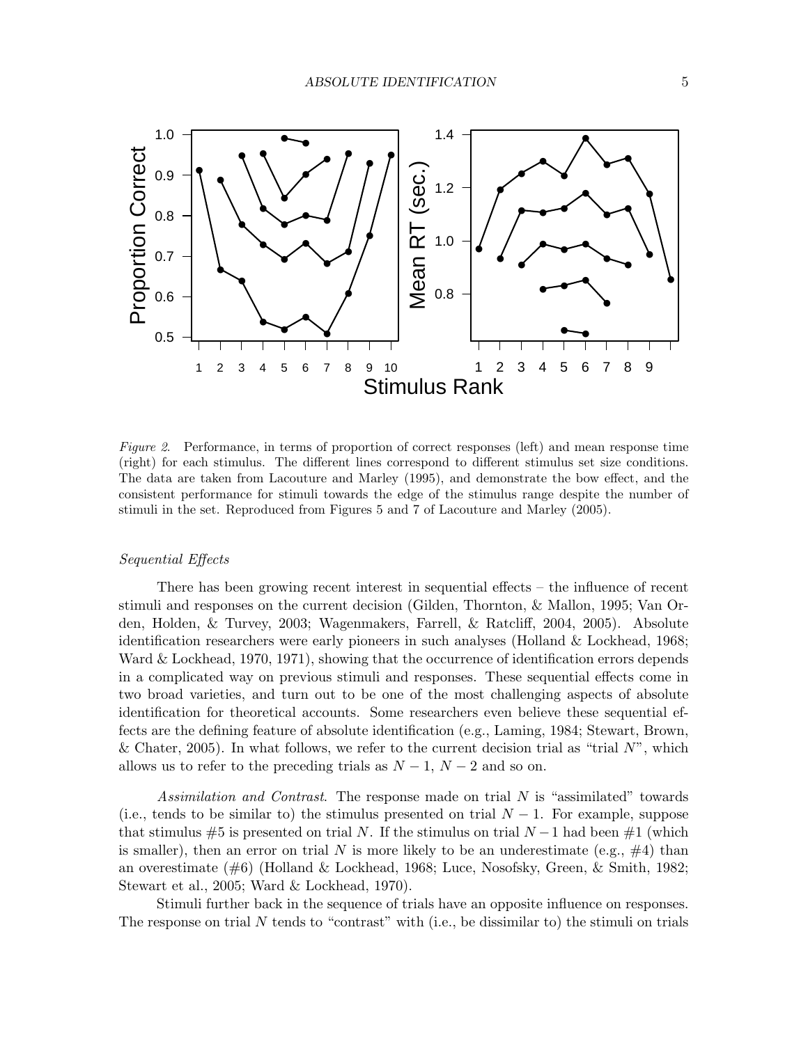*Figure 2.* Performance, in terms of proportion of correct responses (left) and mean response time (right) for each stimulus. The different lines correspond to different stimulus set size conditions. The data are taken from Lacouture and Marley (1995), and demonstrate the bow effect, and the consistent performance for stimuli towards the edge of the stimulus range despite the number of stimuli in the set. Reproduced from Figures 5 and 7 of Lacouture and Marley (2005).

### *Sequential Effects*

There has been growing recent interest in sequential effects – the influence of recent stimuli and responses on the current decision (Gilden, Thornton, & Mallon, 1995; Van Orden, Holden, & Turvey, 2003; Wagenmakers, Farrell, & Ratcliff, 2004, 2005). Absolute identification researchers were early pioneers in such analyses (Holland & Lockhead, 1968; Ward & Lockhead, 1970, 1971), showing that the occurrence of identification errors depends in a complicated way on previous stimuli and responses. These sequential effects come in two broad varieties, and turn out to be one of the most challenging aspects of absolute identification for theoretical accounts. Some researchers even believe these sequential effects are the defining feature of absolute identification (e.g., Laming, 1984; Stewart, Brown, & Chater, 2005). In what follows, we refer to the current decision trial as "trial $N$", which allows us to refer to the preceding trials as $N-1$, $N-2$ and so on.

*Assimilation and Contrast*. The response made on trial $N$ is "assimilated" towards (i.e., tends to be similar to) the stimulus presented on trial $N-1$. For example, suppose that stimulus #5 is presented on trial $N$. If the stimulus on trial $N-1$ had been #1 (which is smaller), then an error on trial $N$ is more likely to be an underestimate (e.g., #4) than an overestimate (#6) (Holland & Lockhead, 1968; Luce, Nosofsky, Green, & Smith, 1982; Stewart et al., 2005; Ward & Lockhead, 1970).

Stimuli further back in the sequence of trials have an opposite influence on responses. The response on trial $N$ tends to "contrast" with (i.e., be dissimilar to) the stimuli on trials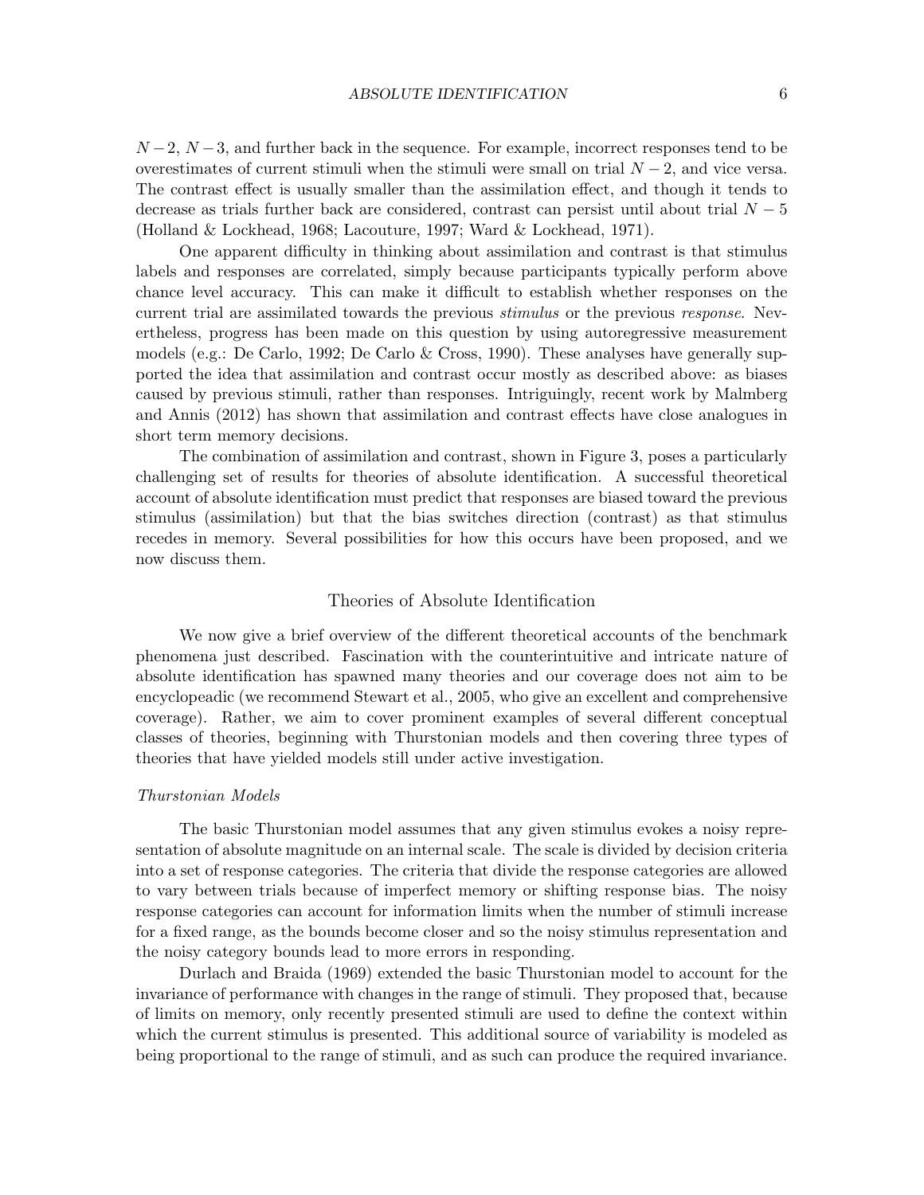$N-2$, $N-3$, and further back in the sequence. For example, incorrect responses tend to be overestimates of current stimuli when the stimuli were small on trial $N-2$, and vice versa. The contrast effect is usually smaller than the assimilation effect, and though it tends to decrease as trials further back are considered, contrast can persist until about trial $N-5$ (Holland & Lockhead, 1968; Lacouture, 1997; Ward & Lockhead, 1971).

One apparent difficulty in thinking about assimilation and contrast is that stimulus labels and responses are correlated, simply because participants typically perform above chance level accuracy. This can make it difficult to establish whether responses on the current trial are assimilated towards the previous *stimulus* or the previous *response*. Nevertheless, progress has been made on this question by using autoregressive measurement models (e.g.: De Carlo, 1992; De Carlo & Cross, 1990). These analyses have generally supported the idea that assimilation and contrast occur mostly as described above: as biases caused by previous stimuli, rather than responses. Intriguingly, recent work by Malmberg and Annis (2012) has shown that assimilation and contrast effects have close analogues in short term memory decisions.

The combination of assimilation and contrast, shown in Figure 3, poses a particularly challenging set of results for theories of absolute identification. A successful theoretical account of absolute identification must predict that responses are biased toward the previous stimulus (assimilation) but that the bias switches direction (contrast) as that stimulus recedes in memory. Several possibilities for how this occurs have been proposed, and we now discuss them.

## Theories of Absolute Identification

We now give a brief overview of the different theoretical accounts of the benchmark phenomena just described. Fascination with the counterintuitive and intricate nature of absolute identification has spawned many theories and our coverage does not aim to be encyclopeadic (we recommend Stewart et al., 2005, who give an excellent and comprehensive coverage). Rather, we aim to cover prominent examples of several different conceptual classes of theories, beginning with Thurstonian models and then covering three types of theories that have yielded models still under active investigation.

### *Thurstonian Models*

The basic Thurstonian model assumes that any given stimulus evokes a noisy representation of absolute magnitude on an internal scale. The scale is divided by decision criteria into a set of response categories. The criteria that divide the response categories are allowed to vary between trials because of imperfect memory or shifting response bias. The noisy response categories can account for information limits when the number of stimuli increase for a fixed range, as the bounds become closer and so the noisy stimulus representation and the noisy category bounds lead to more errors in responding.

Durlach and Braida (1969) extended the basic Thurstonian model to account for the invariance of performance with changes in the range of stimuli. They proposed that, because of limits on memory, only recently presented stimuli are used to define the context within which the current stimulus is presented. This additional source of variability is modeled as being proportional to the range of stimuli, and as such can produce the required invariance.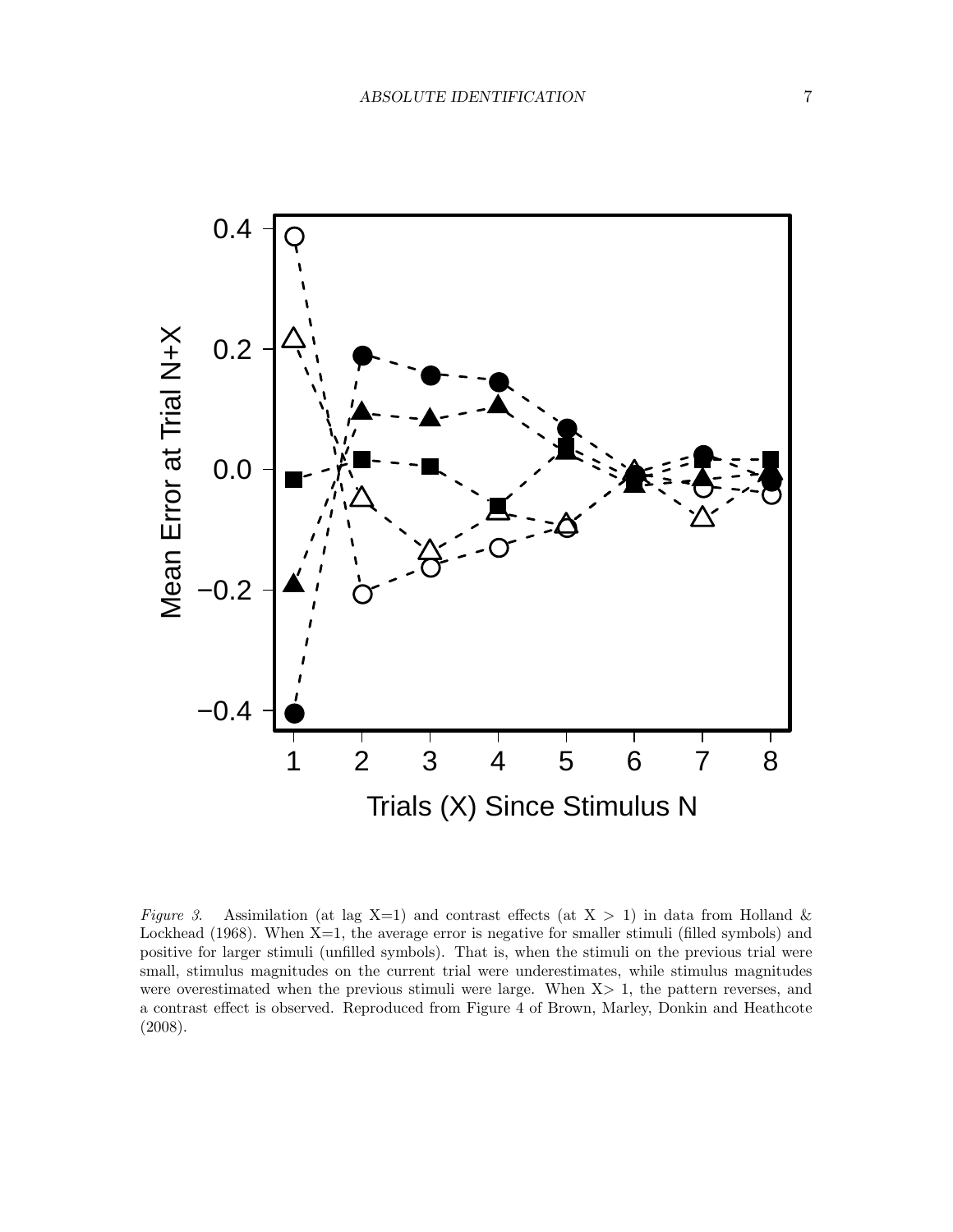*Figure 3.* Assimilation (at lag X=1) and contrast effects (at X > 1) in data from Holland & Lockhead (1968). When X=1, the average error is negative for smaller stimuli (filled symbols) and positive for larger stimuli (unfilled symbols). That is, when the stimuli on the previous trial were small, stimulus magnitudes on the current trial were underestimates, while stimulus magnitudes were overestimated when the previous stimuli were large. When X> 1, the pattern reverses, and a contrast effect is observed. Reproduced from Figure 4 of Brown, Marley, Donkin and Heathcote (2008).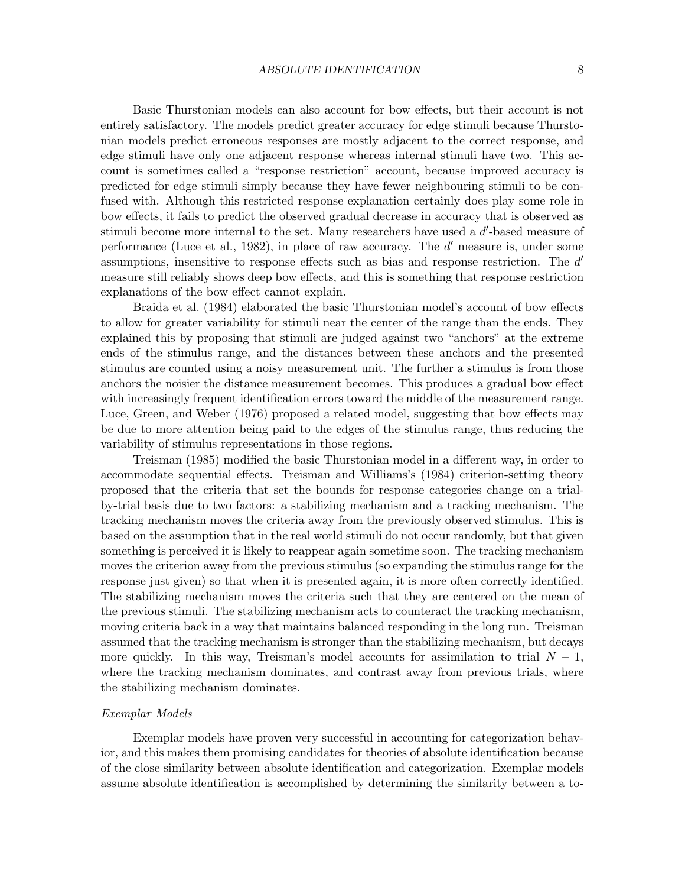Basic Thurstonian models can also account for bow effects, but their account is not entirely satisfactory. The models predict greater accuracy for edge stimuli because Thurstonian models predict erroneous responses are mostly adjacent to the correct response, and edge stimuli have only one adjacent response whereas internal stimuli have two. This account is sometimes called a "response restriction" account, because improved accuracy is predicted for edge stimuli simply because they have fewer neighbouring stimuli to be confused with. Although this restricted response explanation certainly does play some role in bow effects, it fails to predict the observed gradual decrease in accuracy that is observed as stimuli become more internal to the set. Many researchers have used a $d'$-based measure of performance (Luce et al., 1982), in place of raw accuracy. The $d'$ measure is, under some assumptions, insensitive to response effects such as bias and response restriction. The $d'$ measure still reliably shows deep bow effects, and this is something that response restriction explanations of the bow effect cannot explain.

Braida et al. (1984) elaborated the basic Thurstonian model's account of bow effects to allow for greater variability for stimuli near the center of the range than the ends. They explained this by proposing that stimuli are judged against two "anchors" at the extreme ends of the stimulus range, and the distances between these anchors and the presented stimulus are counted using a noisy measurement unit. The further a stimulus is from those anchors the noisier the distance measurement becomes. This produces a gradual bow effect with increasingly frequent identification errors toward the middle of the measurement range. Luce, Green, and Weber (1976) proposed a related model, suggesting that bow effects may be due to more attention being paid to the edges of the stimulus range, thus reducing the variability of stimulus representations in those regions.

Treisman (1985) modified the basic Thurstonian model in a different way, in order to accommodate sequential effects. Treisman and Williams's (1984) criterion-setting theory proposed that the criteria that set the bounds for response categories change on a trial-by-trial basis due to two factors: a stabilizing mechanism and a tracking mechanism. The tracking mechanism moves the criteria away from the previously observed stimulus. This is based on the assumption that in the real world stimuli do not occur randomly, but that given something is perceived it is likely to reappear again sometime soon. The tracking mechanism moves the criterion away from the previous stimulus (so expanding the stimulus range for the response just given) so that when it is presented again, it is more often correctly identified. The stabilizing mechanism moves the criteria such that they are centered on the mean of the previous stimuli. The stabilizing mechanism acts to counteract the tracking mechanism, moving criteria back in a way that maintains balanced responding in the long run. Treisman assumed that the tracking mechanism is stronger than the stabilizing mechanism, but decays more quickly. In this way, Treisman's model accounts for assimilation to trial $N-1$, where the tracking mechanism dominates, and contrast away from previous trials, where the stabilizing mechanism dominates.

*Exemplar Models*

Exemplar models have proven very successful in accounting for categorization behavior, and this makes them promising candidates for theories of absolute identification because of the close similarity between absolute identification and categorization. Exemplar models assume absolute identification is accomplished by determining the similarity between a to-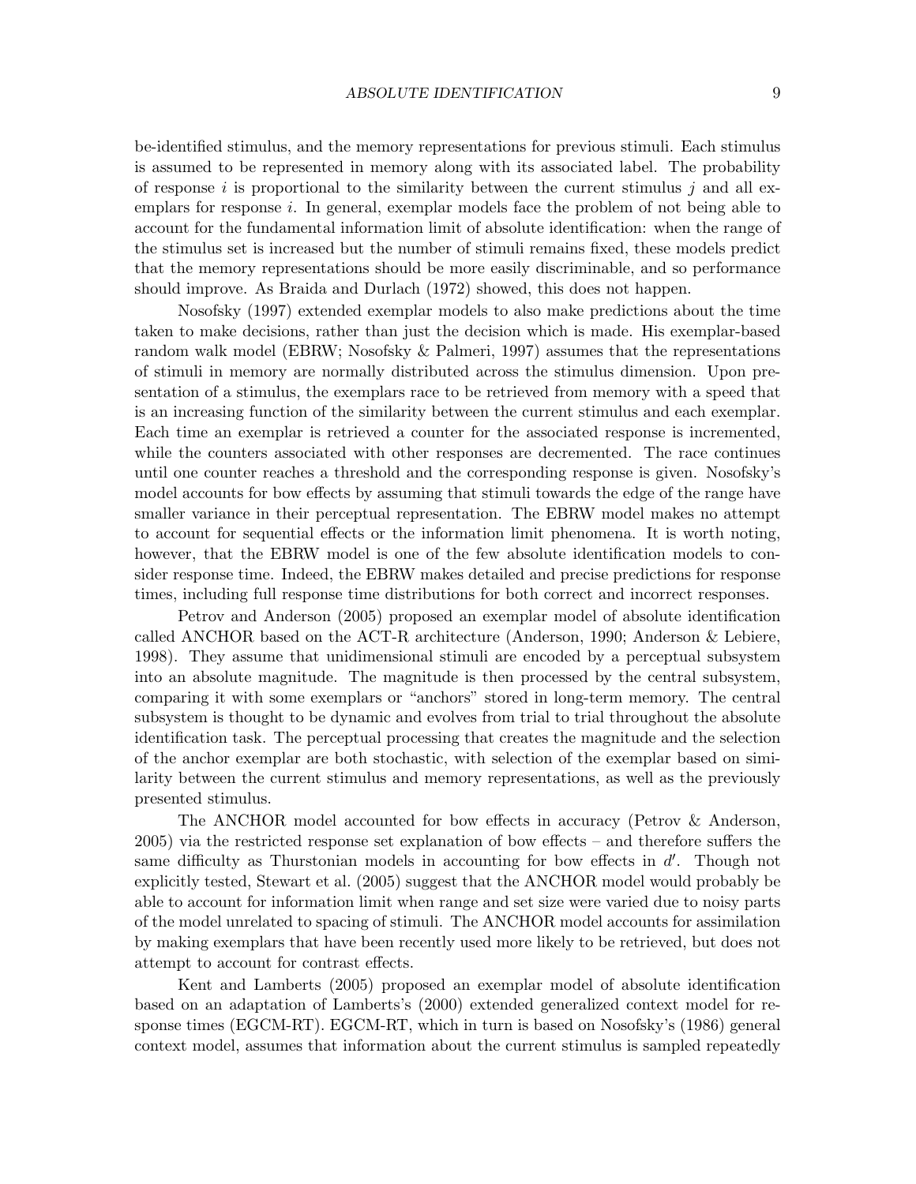be-identified stimulus, and the memory representations for previous stimuli. Each stimulus is assumed to be represented in memory along with its associated label. The probability of response $i$ is proportional to the similarity between the current stimulus $j$ and all exemplars for response $i$. In general, exemplar models face the problem of not being able to account for the fundamental information limit of absolute identification: when the range of the stimulus set is increased but the number of stimuli remains fixed, these models predict that the memory representations should be more easily discriminable, and so performance should improve. As Braida and Durlach (1972) showed, this does not happen.

Nosofsky (1997) extended exemplar models to also make predictions about the time taken to make decisions, rather than just the decision which is made. His exemplar-based random walk model (EBRW; Nosofsky & Palmeri, 1997) assumes that the representations of stimuli in memory are normally distributed across the stimulus dimension. Upon presentation of a stimulus, the exemplars race to be retrieved from memory with a speed that is an increasing function of the similarity between the current stimulus and each exemplar. Each time an exemplar is retrieved a counter for the associated response is incremented, while the counters associated with other responses are decremented. The race continues until one counter reaches a threshold and the corresponding response is given. Nosofsky's model accounts for bow effects by assuming that stimuli towards the edge of the range have smaller variance in their perceptual representation. The EBRW model makes no attempt to account for sequential effects or the information limit phenomena. It is worth noting, however, that the EBRW model is one of the few absolute identification models to consider response time. Indeed, the EBRW makes detailed and precise predictions for response times, including full response time distributions for both correct and incorrect responses.

Petrov and Anderson (2005) proposed an exemplar model of absolute identification called ANCHOR based on the ACT-R architecture (Anderson, 1990; Anderson & Lebiere, 1998). They assume that unidimensional stimuli are encoded by a perceptual subsystem into an absolute magnitude. The magnitude is then processed by the central subsystem, comparing it with some exemplars or "anchors" stored in long-term memory. The central subsystem is thought to be dynamic and evolves from trial to trial throughout the absolute identification task. The perceptual processing that creates the magnitude and the selection of the anchor exemplar are both stochastic, with selection of the exemplar based on similarity between the current stimulus and memory representations, as well as the previously presented stimulus.

The ANCHOR model accounted for bow effects in accuracy (Petrov & Anderson, 2005) via the restricted response set explanation of bow effects – and therefore suffers the same difficulty as Thurstonian models in accounting for bow effects in $d'$. Though not explicitly tested, Stewart et al. (2005) suggest that the ANCHOR model would probably be able to account for information limit when range and set size were varied due to noisy parts of the model unrelated to spacing of stimuli. The ANCHOR model accounts for assimilation by making exemplars that have been recently used more likely to be retrieved, but does not attempt to account for contrast effects.

Kent and Lamberts (2005) proposed an exemplar model of absolute identification based on an adaptation of Lamberts's (2000) extended generalized context model for response times (EGCM-RT). EGCM-RT, which in turn is based on Nosofsky's (1986) general context model, assumes that information about the current stimulus is sampled repeatedly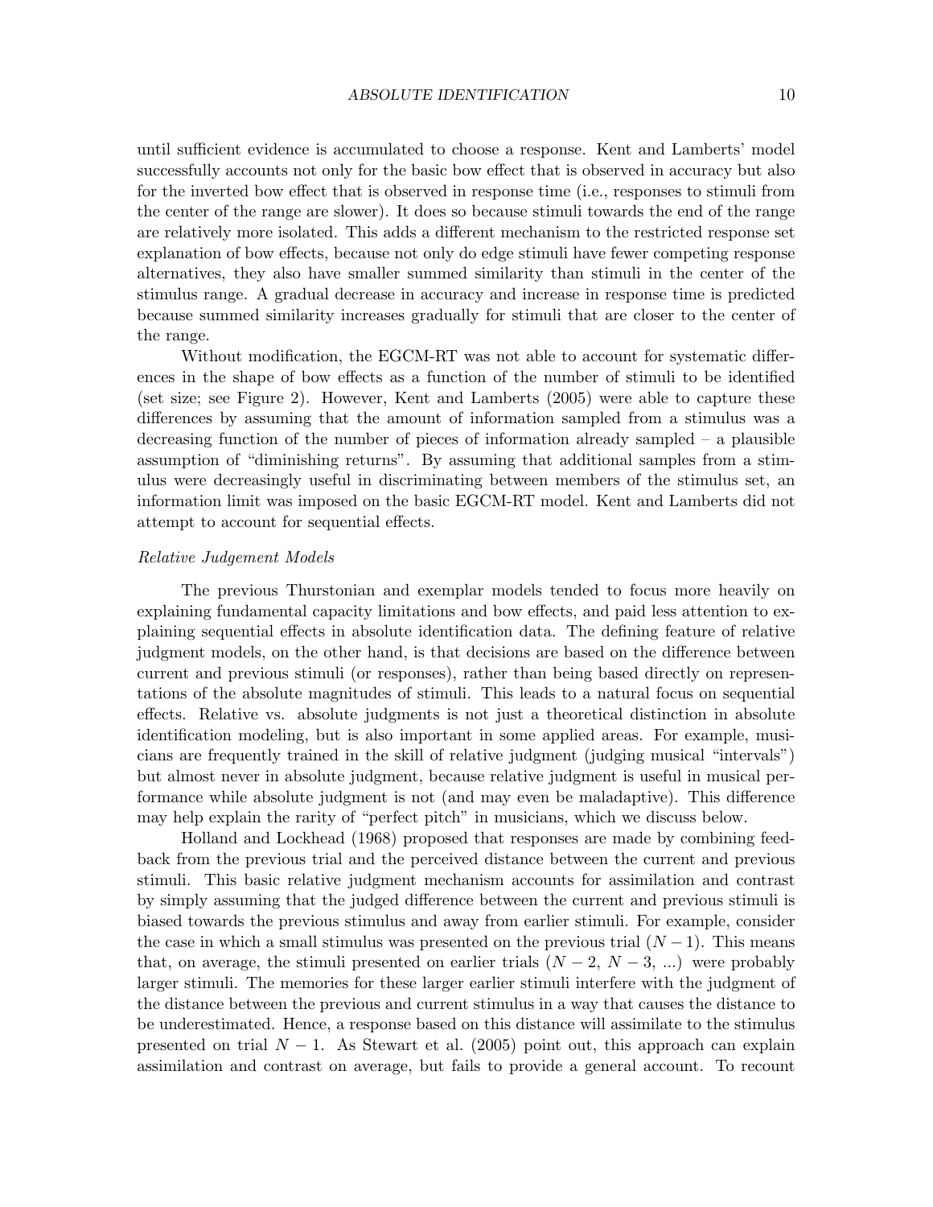until sufficient evidence is accumulated to choose a response. Kent and Lamberts' model successfully accounts not only for the basic bow effect that is observed in accuracy but also for the inverted bow effect that is observed in response time (i.e., responses to stimuli from the center of the range are slower). It does so because stimuli towards the end of the range are relatively more isolated. This adds a different mechanism to the restricted response set explanation of bow effects, because not only do edge stimuli have fewer competing response alternatives, they also have smaller summed similarity than stimuli in the center of the stimulus range. A gradual decrease in accuracy and increase in response time is predicted because summed similarity increases gradually for stimuli that are closer to the center of the range.

Without modification, the EGCM-RT was not able to account for systematic differences in the shape of bow effects as a function of the number of stimuli to be identified (set size; see Figure 2). However, Kent and Lamberts (2005) were able to capture these differences by assuming that the amount of information sampled from a stimulus was a decreasing function of the number of pieces of information already sampled – a plausible assumption of "diminishing returns". By assuming that additional samples from a stimulus were decreasingly useful in discriminating between members of the stimulus set, an information limit was imposed on the basic EGCM-RT model. Kent and Lamberts did not attempt to account for sequential effects.

*Relative Judgement Models*

The previous Thurstonian and exemplar models tended to focus more heavily on explaining fundamental capacity limitations and bow effects, and paid less attention to explaining sequential effects in absolute identification data. The defining feature of relative judgment models, on the other hand, is that decisions are based on the difference between current and previous stimuli (or responses), rather than being based directly on representations of the absolute magnitudes of stimuli. This leads to a natural focus on sequential effects. Relative vs. absolute judgments is not just a theoretical distinction in absolute identification modeling, but is also important in some applied areas. For example, musicians are frequently trained in the skill of relative judgment (judging musical "intervals") but almost never in absolute judgment, because relative judgment is useful in musical performance while absolute judgment is not (and may even be maladaptive). This difference may help explain the rarity of "perfect pitch" in musicians, which we discuss below.

Holland and Lockhead (1968) proposed that responses are made by combining feedback from the previous trial and the perceived distance between the current and previous stimuli. This basic relative judgment mechanism accounts for assimilation and contrast by simply assuming that the judged difference between the current and previous stimuli is biased towards the previous stimulus and away from earlier stimuli. For example, consider the case in which a small stimulus was presented on the previous trial ($N-1$). This means that, on average, the stimuli presented on earlier trials ($N-2$, $N-3$, ...) were probably larger stimuli. The memories for these larger earlier stimuli interfere with the judgment of the distance between the previous and current stimulus in a way that causes the distance to be underestimated. Hence, a response based on this distance will assimilate to the stimulus presented on trial $N-1$. As Stewart et al. (2005) point out, this approach can explain assimilation and contrast on average, but fails to provide a general account. To recount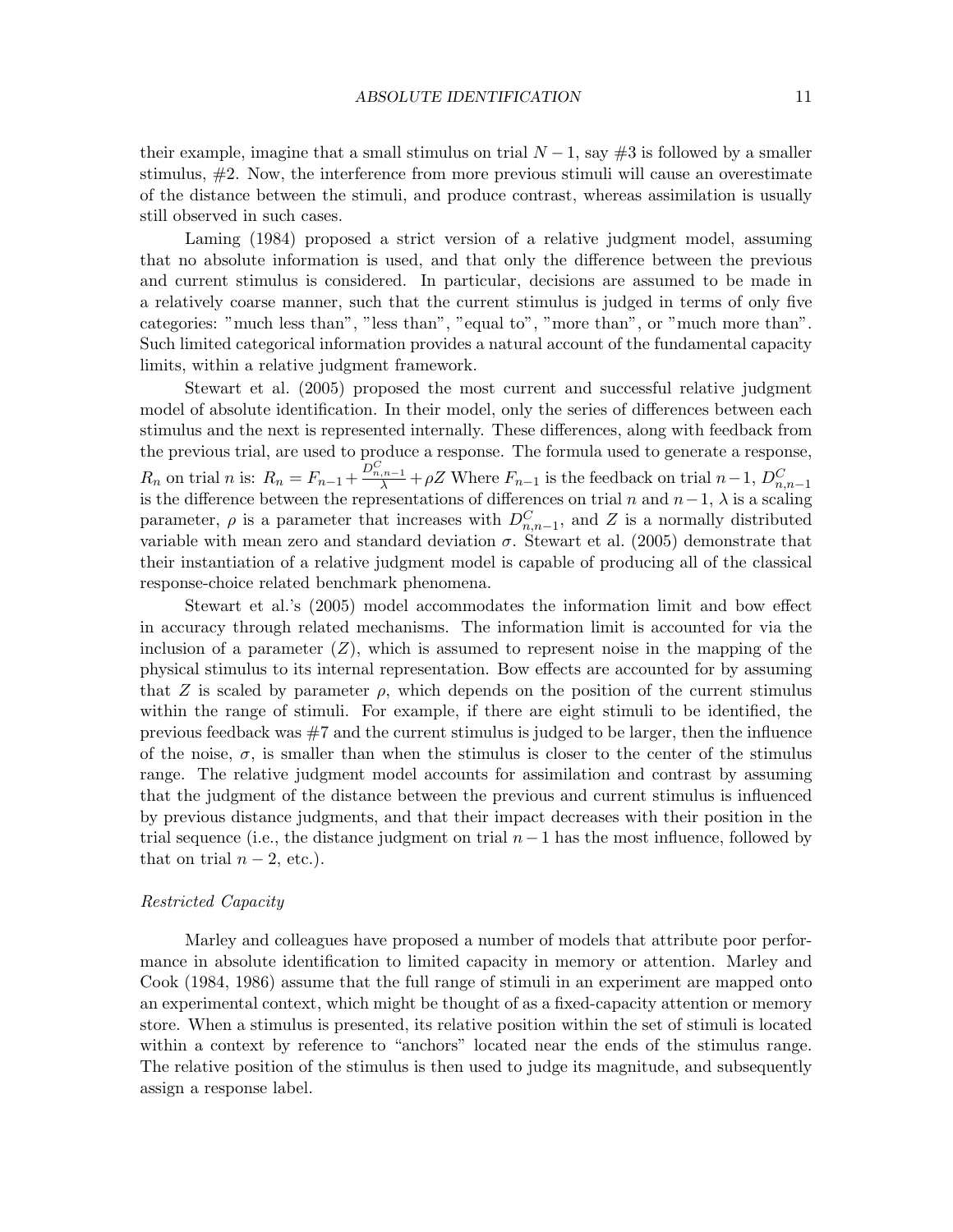their example, imagine that a small stimulus on trial $N-1$, say #3 is followed by a smaller stimulus, #2. Now, the interference from more previous stimuli will cause an overestimate of the distance between the stimuli, and produce contrast, whereas assimilation is usually still observed in such cases.

Laming (1984) proposed a strict version of a relative judgment model, assuming that no absolute information is used, and that only the difference between the previous and current stimulus is considered. In particular, decisions are assumed to be made in a relatively coarse manner, such that the current stimulus is judged in terms of only five categories: "much less than", "less than", "equal to", "more than", or "much more than". Such limited categorical information provides a natural account of the fundamental capacity limits, within a relative judgment framework.

Stewart et al. (2005) proposed the most current and successful relative judgment model of absolute identification. In their model, only the series of differences between each stimulus and the next is represented internally. These differences, along with feedback from the previous trial, are used to produce a response. The formula used to generate a response, $R_n$ on trial $n$ is: $R_n = F_{n-1} + \frac{D^C_{n,n-1}}{\lambda} + \rho Z$ Where $F_{n-1}$ is the feedback on trial $n-1$, $D^C_{n,n-1}$ is the difference between the representations of differences on trial $n$ and $n-1$, $\lambda$ is a scaling parameter, $\rho$ is a parameter that increases with $D^C_{n,n-1}$, and $Z$ is a normally distributed variable with mean zero and standard deviation $\sigma$. Stewart et al. (2005) demonstrate that their instantiation of a relative judgment model is capable of producing all of the classical response-choice related benchmark phenomena.

Stewart et al.'s (2005) model accommodates the information limit and bow effect in accuracy through related mechanisms. The information limit is accounted for via the inclusion of a parameter ($Z$), which is assumed to represent noise in the mapping of the physical stimulus to its internal representation. Bow effects are accounted for by assuming that $Z$ is scaled by parameter $\rho$, which depends on the position of the current stimulus within the range of stimuli. For example, if there are eight stimuli to be identified, the previous feedback was #7 and the current stimulus is judged to be larger, then the influence of the noise, $\sigma$, is smaller than when the stimulus is closer to the center of the stimulus range. The relative judgment model accounts for assimilation and contrast by assuming that the judgment of the distance between the previous and current stimulus is influenced by previous distance judgments, and that their impact decreases with their position in the trial sequence (i.e., the distance judgment on trial $n-1$ has the most influence, followed by that on trial $n-2$, etc.).

*Restricted Capacity*

Marley and colleagues have proposed a number of models that attribute poor performance in absolute identification to limited capacity in memory or attention. Marley and Cook (1984, 1986) assume that the full range of stimuli in an experiment are mapped onto an experimental context, which might be thought of as a fixed-capacity attention or memory store. When a stimulus is presented, its relative position within the set of stimuli is located within a context by reference to "anchors" located near the ends of the stimulus range. The relative position of the stimulus is then used to judge its magnitude, and subsequently assign a response label.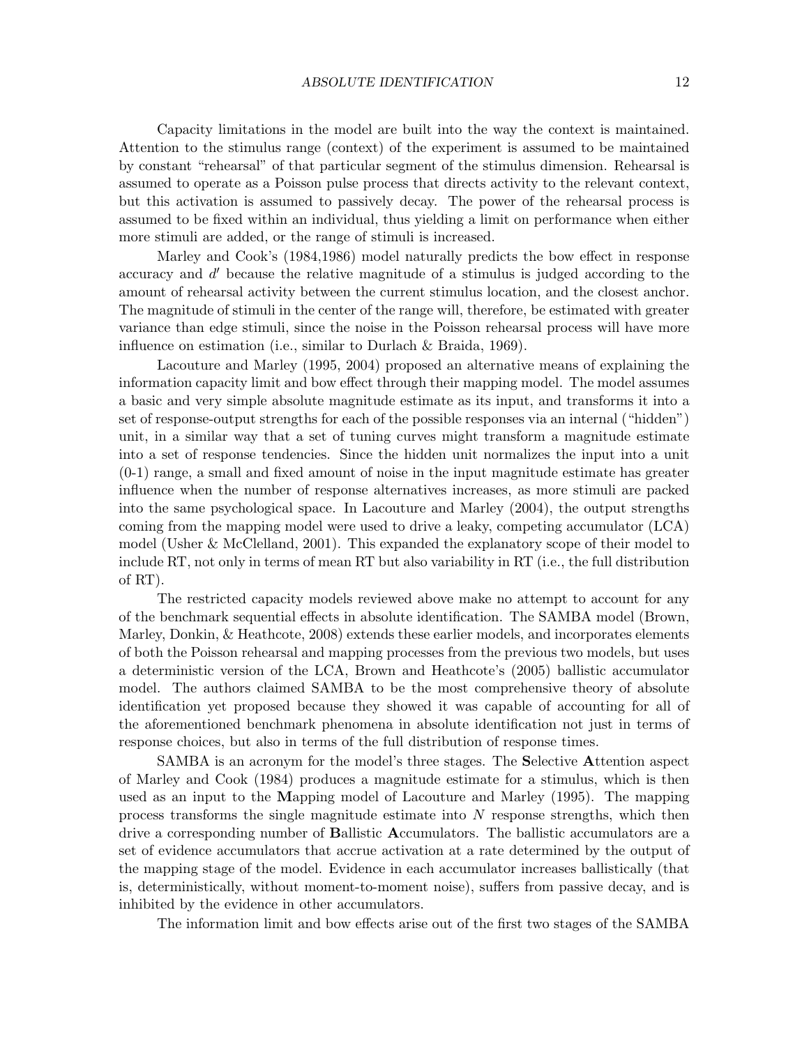Capacity limitations in the model are built into the way the context is maintained. Attention to the stimulus range (context) of the experiment is assumed to be maintained by constant "rehearsal" of that particular segment of the stimulus dimension. Rehearsal is assumed to operate as a Poisson pulse process that directs activity to the relevant context, but this activation is assumed to passively decay. The power of the rehearsal process is assumed to be fixed within an individual, thus yielding a limit on performance when either more stimuli are added, or the range of stimuli is increased.

Marley and Cook's (1984,1986) model naturally predicts the bow effect in response accuracy and $d'$ because the relative magnitude of a stimulus is judged according to the amount of rehearsal activity between the current stimulus location, and the closest anchor. The magnitude of stimuli in the center of the range will, therefore, be estimated with greater variance than edge stimuli, since the noise in the Poisson rehearsal process will have more influence on estimation (i.e., similar to Durlach & Braida, 1969).

Lacouture and Marley (1995, 2004) proposed an alternative means of explaining the information capacity limit and bow effect through their mapping model. The model assumes a basic and very simple absolute magnitude estimate as its input, and transforms it into a set of response-output strengths for each of the possible responses via an internal ("hidden") unit, in a similar way that a set of tuning curves might transform a magnitude estimate into a set of response tendencies. Since the hidden unit normalizes the input into a unit (0-1) range, a small and fixed amount of noise in the input magnitude estimate has greater influence when the number of response alternatives increases, as more stimuli are packed into the same psychological space. In Lacouture and Marley (2004), the output strengths coming from the mapping model were used to drive a leaky, competing accumulator (LCA) model (Usher & McClelland, 2001). This expanded the explanatory scope of their model to include RT, not only in terms of mean RT but also variability in RT (i.e., the full distribution of RT).

The restricted capacity models reviewed above make no attempt to account for any of the benchmark sequential effects in absolute identification. The SAMBA model (Brown, Marley, Donkin, & Heathcote, 2008) extends these earlier models, and incorporates elements of both the Poisson rehearsal and mapping processes from the previous two models, but uses a deterministic version of the LCA, Brown and Heathcote's (2005) ballistic accumulator model. The authors claimed SAMBA to be the most comprehensive theory of absolute identification yet proposed because they showed it was capable of accounting for all of the aforementioned benchmark phenomena in absolute identification not just in terms of response choices, but also in terms of the full distribution of response times.

SAMBA is an acronym for the model's three stages. The **S**elective **A**ttention aspect of Marley and Cook (1984) produces a magnitude estimate for a stimulus, which is then used as an input to the **M**apping model of Lacouture and Marley (1995). The mapping process transforms the single magnitude estimate into $N$ response strengths, which then drive a corresponding number of **B**allistic **A**ccumulators. The ballistic accumulators are a set of evidence accumulators that accrue activation at a rate determined by the output of the mapping stage of the model. Evidence in each accumulator increases ballistically (that is, deterministically, without moment-to-moment noise), suffers from passive decay, and is inhibited by the evidence in other accumulators.

The information limit and bow effects arise out of the first two stages of the SAMBA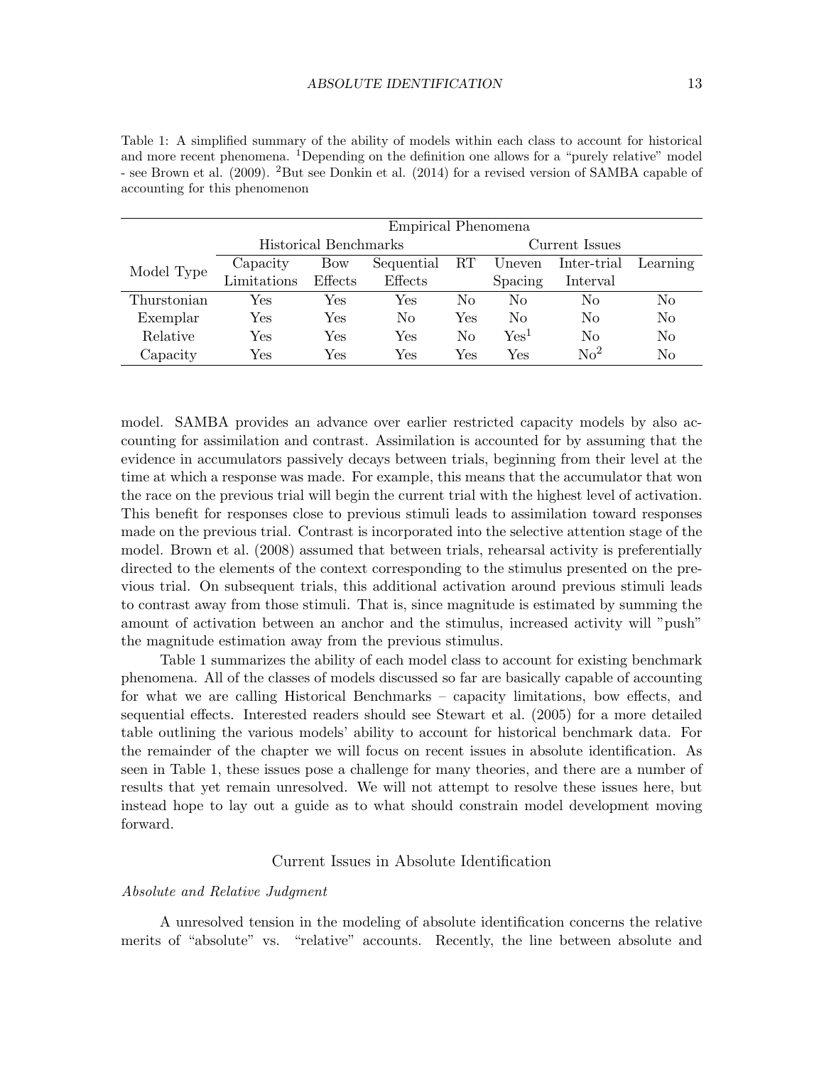Table 1: A simplified summary of the ability of models within each class to account for historical and more recent phenomena. [1]Depending on the definition one allows for a "purely relative" model - see Brown et al. (2009). [2]But see Donkin et al. (2014) for a revised version of SAMBA capable of accounting for this phenomenon

| | Empirical Phenomena | | | | | | |
|---|---|---|---|---|---|---|---|
| | Historical Benchmarks | | | Current Issues | | | |
| Model Type | Capacity Limitations | Bow Effects | Sequential Effects | RT | Uneven Spacing | Inter-trial Interval | Learning |
| Thurstonian | Yes | Yes | Yes | No | No | No | No |
| Exemplar | Yes | Yes | No | Yes | No | No | No |
| Relative | Yes | Yes | Yes | No | Yes[1] | No | No |
| Capacity | Yes | Yes | Yes | Yes | Yes | No[2] | No |

model. SAMBA provides an advance over earlier restricted capacity models by also accounting for assimilation and contrast. Assimilation is accounted for by assuming that the evidence in accumulators passively decays between trials, beginning from their level at the time at which a response was made. For example, this means that the accumulator that won the race on the previous trial will begin the current trial with the highest level of activation. This benefit for responses close to previous stimuli leads to assimilation toward responses made on the previous trial. Contrast is incorporated into the selective attention stage of the model. Brown et al. (2008) assumed that between trials, rehearsal activity is preferentially directed to the elements of the context corresponding to the stimulus presented on the previous trial. On subsequent trials, this additional activation around previous stimuli leads to contrast away from those stimuli. That is, since magnitude is estimated by summing the amount of activation between an anchor and the stimulus, increased activity will "push" the magnitude estimation away from the previous stimulus.

Table 1 summarizes the ability of each model class to account for existing benchmark phenomena. All of the classes of models discussed so far are basically capable of accounting for what we are calling Historical Benchmarks – capacity limitations, bow effects, and sequential effects. Interested readers should see Stewart et al. (2005) for a more detailed table outlining the various models' ability to account for historical benchmark data. For the remainder of the chapter we will focus on recent issues in absolute identification. As seen in Table 1, these issues pose a challenge for many theories, and there are a number of results that yet remain unresolved. We will not attempt to resolve these issues here, but instead hope to lay out a guide as to what should constrain model development moving forward.

## Current Issues in Absolute Identification

### *Absolute and Relative Judgment*

A unresolved tension in the modeling of absolute identification concerns the relative merits of "absolute" vs. "relative" accounts. Recently, the line between absolute and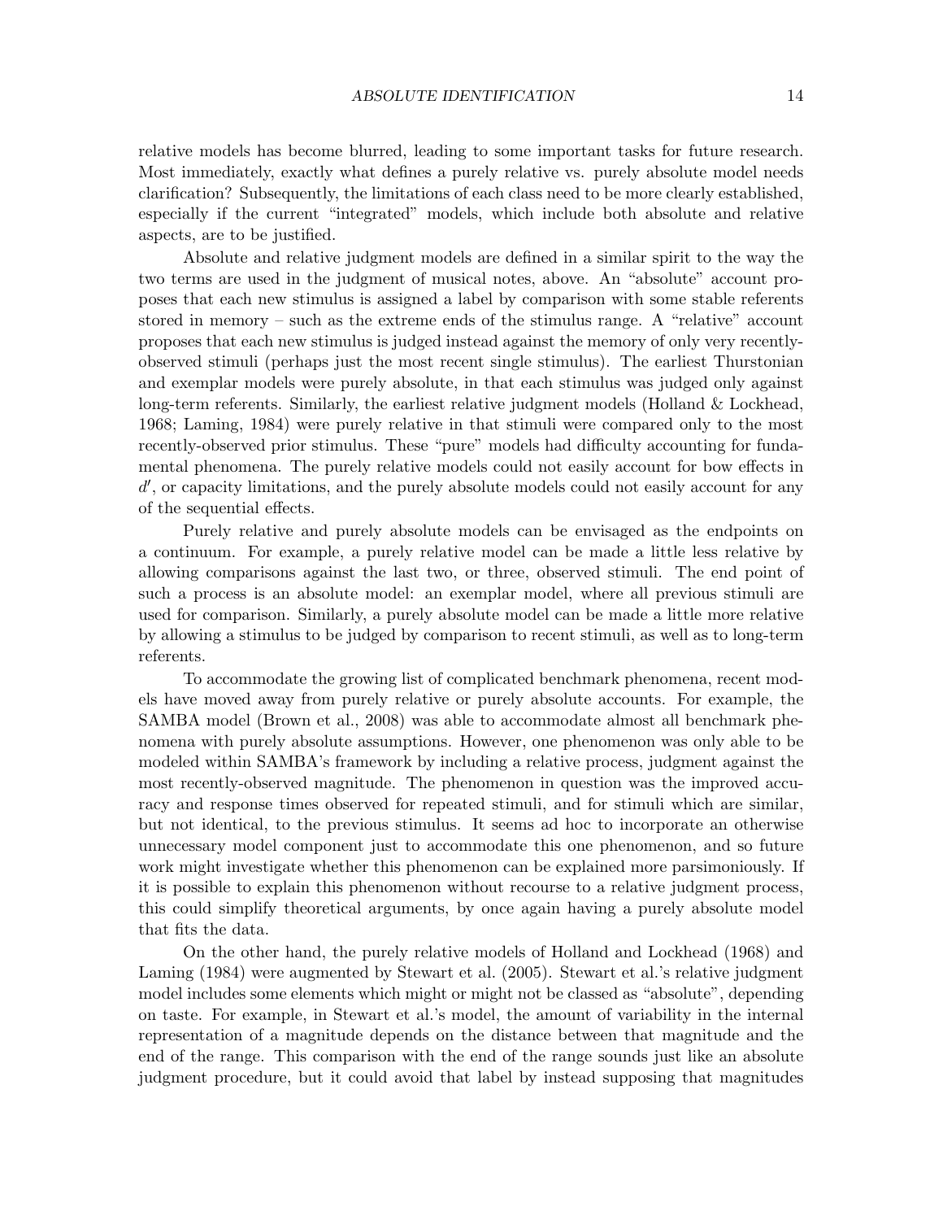relative models has become blurred, leading to some important tasks for future research. Most immediately, exactly what defines a purely relative vs. purely absolute model needs clarification? Subsequently, the limitations of each class need to be more clearly established, especially if the current "integrated" models, which include both absolute and relative aspects, are to be justified.

Absolute and relative judgment models are defined in a similar spirit to the way the two terms are used in the judgment of musical notes, above. An "absolute" account proposes that each new stimulus is assigned a label by comparison with some stable referents stored in memory – such as the extreme ends of the stimulus range. A "relative" account proposes that each new stimulus is judged instead against the memory of only very recently-observed stimuli (perhaps just the most recent single stimulus). The earliest Thurstonian and exemplar models were purely absolute, in that each stimulus was judged only against long-term referents. Similarly, the earliest relative judgment models (Holland & Lockhead, 1968; Laming, 1984) were purely relative in that stimuli were compared only to the most recently-observed prior stimulus. These "pure" models had difficulty accounting for fundamental phenomena. The purely relative models could not easily account for bow effects in $d'$, or capacity limitations, and the purely absolute models could not easily account for any of the sequential effects.

Purely relative and purely absolute models can be envisaged as the endpoints on a continuum. For example, a purely relative model can be made a little less relative by allowing comparisons against the last two, or three, observed stimuli. The end point of such a process is an absolute model: an exemplar model, where all previous stimuli are used for comparison. Similarly, a purely absolute model can be made a little more relative by allowing a stimulus to be judged by comparison to recent stimuli, as well as to long-term referents.

To accommodate the growing list of complicated benchmark phenomena, recent models have moved away from purely relative or purely absolute accounts. For example, the SAMBA model (Brown et al., 2008) was able to accommodate almost all benchmark phenomena with purely absolute assumptions. However, one phenomenon was only able to be modeled within SAMBA's framework by including a relative process, judgment against the most recently-observed magnitude. The phenomenon in question was the improved accuracy and response times observed for repeated stimuli, and for stimuli which are similar, but not identical, to the previous stimulus. It seems ad hoc to incorporate an otherwise unnecessary model component just to accommodate this one phenomenon, and so future work might investigate whether this phenomenon can be explained more parsimoniously. If it is possible to explain this phenomenon without recourse to a relative judgment process, this could simplify theoretical arguments, by once again having a purely absolute model that fits the data.

On the other hand, the purely relative models of Holland and Lockhead (1968) and Laming (1984) were augmented by Stewart et al. (2005). Stewart et al.'s relative judgment model includes some elements which might or might not be classed as "absolute", depending on taste. For example, in Stewart et al.'s model, the amount of variability in the internal representation of a magnitude depends on the distance between that magnitude and the end of the range. This comparison with the end of the range sounds just like an absolute judgment procedure, but it could avoid that label by instead supposing that magnitudes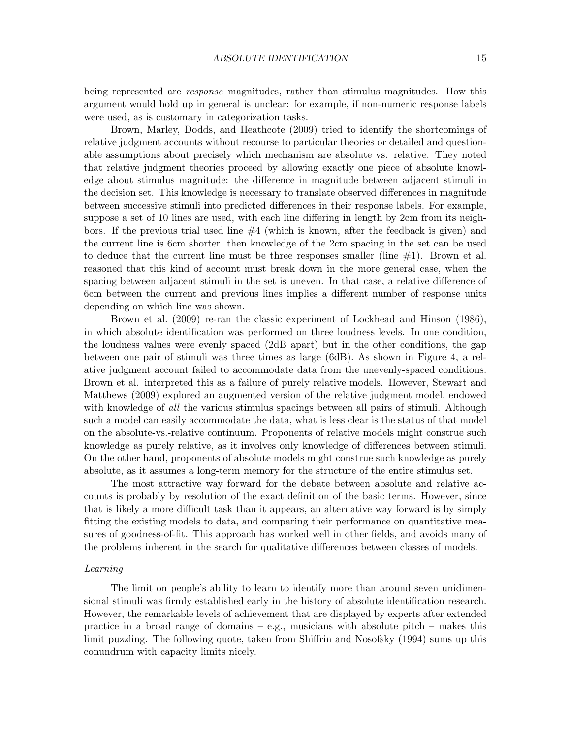being represented are *response* magnitudes, rather than stimulus magnitudes. How this argument would hold up in general is unclear: for example, if non-numeric response labels were used, as is customary in categorization tasks.

Brown, Marley, Dodds, and Heathcote (2009) tried to identify the shortcomings of relative judgment accounts without recourse to particular theories or detailed and questionable assumptions about precisely which mechanism are absolute vs. relative. They noted that relative judgment theories proceed by allowing exactly one piece of absolute knowledge about stimulus magnitude: the difference in magnitude between adjacent stimuli in the decision set. This knowledge is necessary to translate observed differences in magnitude between successive stimuli into predicted differences in their response labels. For example, suppose a set of 10 lines are used, with each line differing in length by 2cm from its neighbors. If the previous trial used line #4 (which is known, after the feedback is given) and the current line is 6cm shorter, then knowledge of the 2cm spacing in the set can be used to deduce that the current line must be three responses smaller (line #1). Brown et al. reasoned that this kind of account must break down in the more general case, when the spacing between adjacent stimuli in the set is uneven. In that case, a relative difference of 6cm between the current and previous lines implies a different number of response units depending on which line was shown.

Brown et al. (2009) re-ran the classic experiment of Lockhead and Hinson (1986), in which absolute identification was performed on three loudness levels. In one condition, the loudness values were evenly spaced (2dB apart) but in the other conditions, the gap between one pair of stimuli was three times as large (6dB). As shown in Figure 4, a relative judgment account failed to accommodate data from the unevenly-spaced conditions. Brown et al. interpreted this as a failure of purely relative models. However, Stewart and Matthews (2009) explored an augmented version of the relative judgment model, endowed with knowledge of *all* the various stimulus spacings between all pairs of stimuli. Although such a model can easily accommodate the data, what is less clear is the status of that model on the absolute-vs.-relative continuum. Proponents of relative models might construe such knowledge as purely relative, as it involves only knowledge of differences between stimuli. On the other hand, proponents of absolute models might construe such knowledge as purely absolute, as it assumes a long-term memory for the structure of the entire stimulus set.

The most attractive way forward for the debate between absolute and relative accounts is probably by resolution of the exact definition of the basic terms. However, since that is likely a more difficult task than it appears, an alternative way forward is by simply fitting the existing models to data, and comparing their performance on quantitative measures of goodness-of-fit. This approach has worked well in other fields, and avoids many of the problems inherent in the search for qualitative differences between classes of models.

### *Learning*

The limit on people's ability to learn to identify more than around seven unidimensional stimuli was firmly established early in the history of absolute identification research. However, the remarkable levels of achievement that are displayed by experts after extended practice in a broad range of domains – e.g., musicians with absolute pitch – makes this limit puzzling. The following quote, taken from Shiffrin and Nosofsky (1994) sums up this conundrum with capacity limits nicely.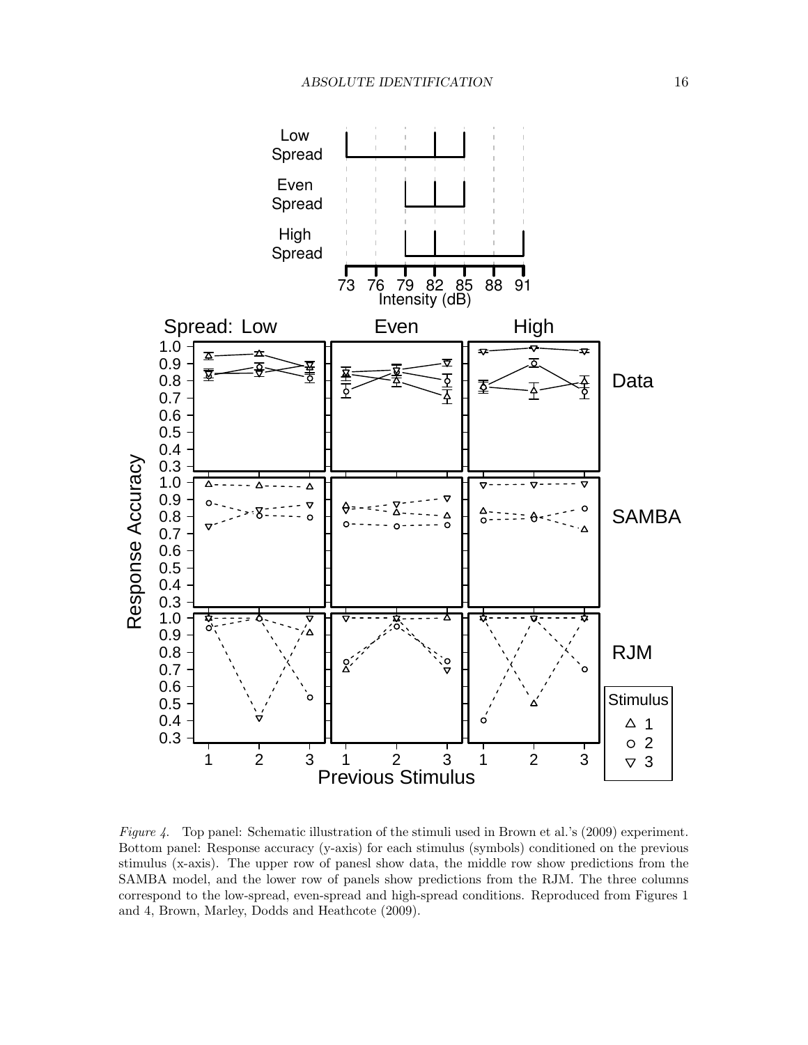*Figure 4.* Top panel: Schematic illustration of the stimuli used in Brown et al.'s (2009) experiment. Bottom panel: Response accuracy (y-axis) for each stimulus (symbols) conditioned on the previous stimulus (x-axis). The upper row of panesl show data, the middle row show predictions from the SAMBA model, and the lower row of panels show predictions from the RJM. The three columns correspond to the low-spread, even-spread and high-spread conditions. Reproduced from Figures 1 and 4, Brown, Marley, Dodds and Heathcote (2009).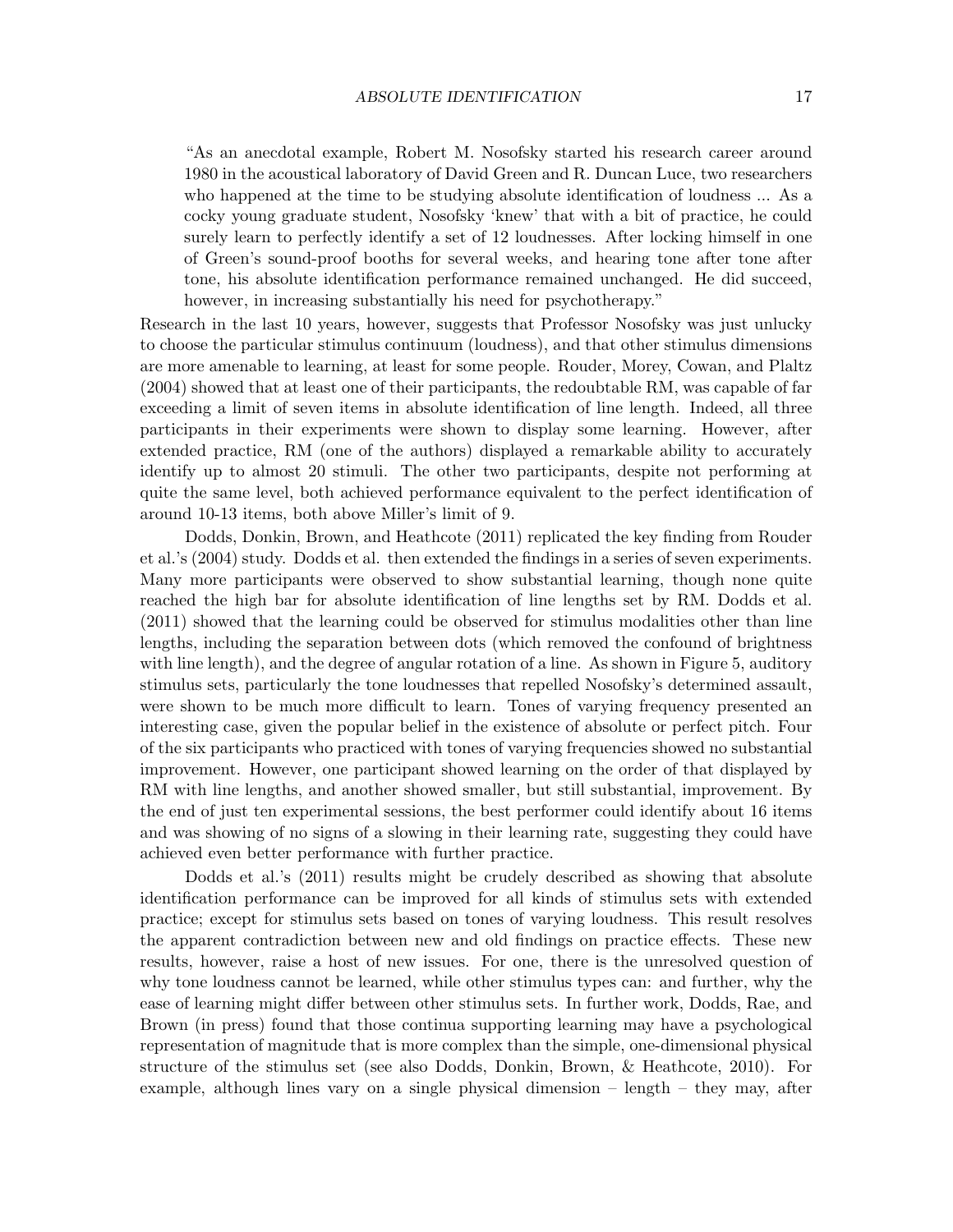> "As an anecdotal example, Robert M. Nosofsky started his research career around 1980 in the acoustical laboratory of David Green and R. Duncan Luce, two researchers who happened at the time to be studying absolute identification of loudness ... As a cocky young graduate student, Nosofsky 'knew' that with a bit of practice, he could surely learn to perfectly identify a set of 12 loudnesses. After locking himself in one of Green's sound-proof booths for several weeks, and hearing tone after tone after tone, his absolute identification performance remained unchanged. He did succeed, however, in increasing substantially his need for psychotherapy."

Research in the last 10 years, however, suggests that Professor Nosofsky was just unlucky to choose the particular stimulus continuum (loudness), and that other stimulus dimensions are more amenable to learning, at least for some people. Rouder, Morey, Cowan, and Plaltz (2004) showed that at least one of their participants, the redoubtable RM, was capable of far exceeding a limit of seven items in absolute identification of line length. Indeed, all three participants in their experiments were shown to display some learning. However, after extended practice, RM (one of the authors) displayed a remarkable ability to accurately identify up to almost 20 stimuli. The other two participants, despite not performing at quite the same level, both achieved performance equivalent to the perfect identification of around 10-13 items, both above Miller's limit of 9.

Dodds, Donkin, Brown, and Heathcote (2011) replicated the key finding from Rouder et al.'s (2004) study. Dodds et al. then extended the findings in a series of seven experiments. Many more participants were observed to show substantial learning, though none quite reached the high bar for absolute identification of line lengths set by RM. Dodds et al. (2011) showed that the learning could be observed for stimulus modalities other than line lengths, including the separation between dots (which removed the confound of brightness with line length), and the degree of angular rotation of a line. As shown in Figure 5, auditory stimulus sets, particularly the tone loudnesses that repelled Nosofsky's determined assault, were shown to be much more difficult to learn. Tones of varying frequency presented an interesting case, given the popular belief in the existence of absolute or perfect pitch. Four of the six participants who practiced with tones of varying frequencies showed no substantial improvement. However, one participant showed learning on the order of that displayed by RM with line lengths, and another showed smaller, but still substantial, improvement. By the end of just ten experimental sessions, the best performer could identify about 16 items and was showing of no signs of a slowing in their learning rate, suggesting they could have achieved even better performance with further practice.

Dodds et al.'s (2011) results might be crudely described as showing that absolute identification performance can be improved for all kinds of stimulus sets with extended practice; except for stimulus sets based on tones of varying loudness. This result resolves the apparent contradiction between new and old findings on practice effects. These new results, however, raise a host of new issues. For one, there is the unresolved question of why tone loudness cannot be learned, while other stimulus types can: and further, why the ease of learning might differ between other stimulus sets. In further work, Dodds, Rae, and Brown (in press) found that those continua supporting learning may have a psychological representation of magnitude that is more complex than the simple, one-dimensional physical structure of the stimulus set (see also Dodds, Donkin, Brown, & Heathcote, 2010). For example, although lines vary on a single physical dimension – length – they may, after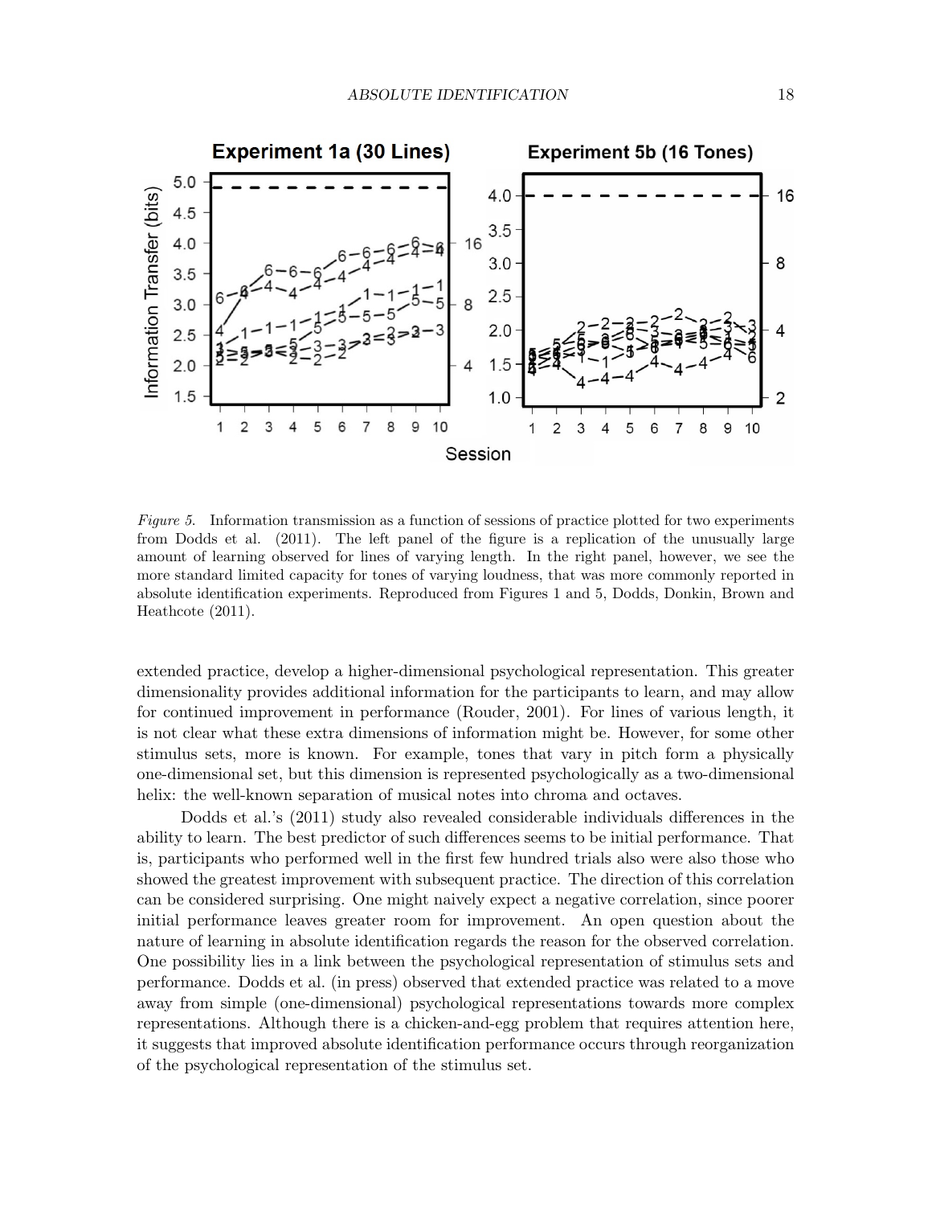*Figure 5.* Information transmission as a function of sessions of practice plotted for two experiments from Dodds et al. (2011). The left panel of the figure is a replication of the unusually large amount of learning observed for lines of varying length. In the right panel, however, we see the more standard limited capacity for tones of varying loudness, that was more commonly reported in absolute identification experiments. Reproduced from Figures 1 and 5, Dodds, Donkin, Brown and Heathcote (2011).

extended practice, develop a higher-dimensional psychological representation. This greater dimensionality provides additional information for the participants to learn, and may allow for continued improvement in performance (Rouder, 2001). For lines of various length, it is not clear what these extra dimensions of information might be. However, for some other stimulus sets, more is known. For example, tones that vary in pitch form a physically one-dimensional set, but this dimension is represented psychologically as a two-dimensional helix: the well-known separation of musical notes into chroma and octaves.

Dodds et al.'s (2011) study also revealed considerable individuals differences in the ability to learn. The best predictor of such differences seems to be initial performance. That is, participants who performed well in the first few hundred trials also were also those who showed the greatest improvement with subsequent practice. The direction of this correlation can be considered surprising. One might naively expect a negative correlation, since poorer initial performance leaves greater room for improvement. An open question about the nature of learning in absolute identification regards the reason for the observed correlation. One possibility lies in a link between the psychological representation of stimulus sets and performance. Dodds et al. (in press) observed that extended practice was related to a move away from simple (one-dimensional) psychological representations towards more complex representations. Although there is a chicken-and-egg problem that requires attention here, it suggests that improved absolute identification performance occurs through reorganization of the psychological representation of the stimulus set.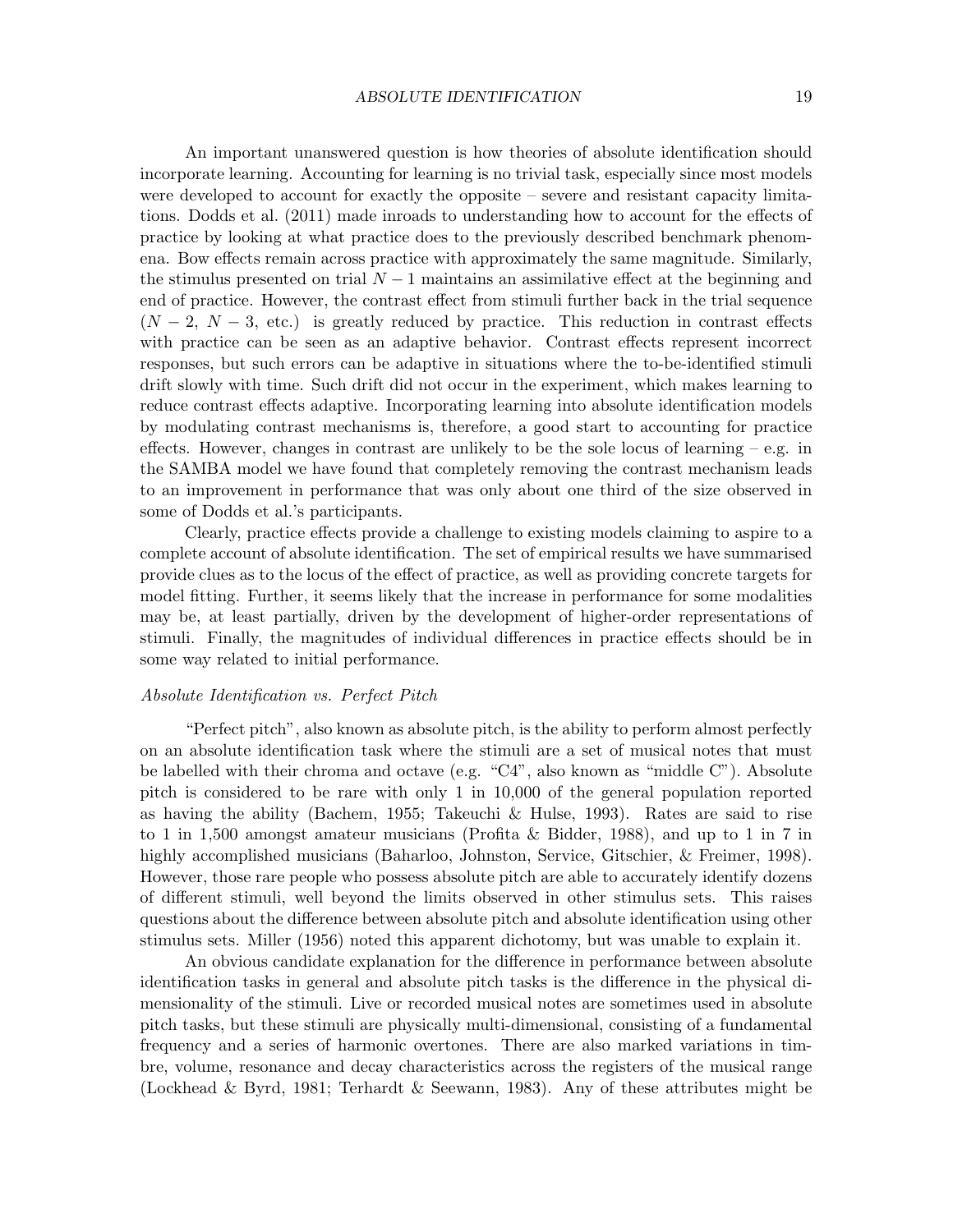An important unanswered question is how theories of absolute identification should incorporate learning. Accounting for learning is no trivial task, especially since most models were developed to account for exactly the opposite – severe and resistant capacity limitations. Dodds et al. (2011) made inroads to understanding how to account for the effects of practice by looking at what practice does to the previously described benchmark phenomena. Bow effects remain across practice with approximately the same magnitude. Similarly, the stimulus presented on trial $N-1$ maintains an assimilative effect at the beginning and end of practice. However, the contrast effect from stimuli further back in the trial sequence ($N-2$, $N-3$, etc.) is greatly reduced by practice. This reduction in contrast effects with practice can be seen as an adaptive behavior. Contrast effects represent incorrect responses, but such errors can be adaptive in situations where the to-be-identified stimuli drift slowly with time. Such drift did not occur in the experiment, which makes learning to reduce contrast effects adaptive. Incorporating learning into absolute identification models by modulating contrast mechanisms is, therefore, a good start to accounting for practice effects. However, changes in contrast are unlikely to be the sole locus of learning – e.g. in the SAMBA model we have found that completely removing the contrast mechanism leads to an improvement in performance that was only about one third of the size observed in some of Dodds et al.'s participants.

Clearly, practice effects provide a challenge to existing models claiming to aspire to a complete account of absolute identification. The set of empirical results we have summarised provide clues as to the locus of the effect of practice, as well as providing concrete targets for model fitting. Further, it seems likely that the increase in performance for some modalities may be, at least partially, driven by the development of higher-order representations of stimuli. Finally, the magnitudes of individual differences in practice effects should be in some way related to initial performance.

### *Absolute Identification vs. Perfect Pitch*

"Perfect pitch", also known as absolute pitch, is the ability to perform almost perfectly on an absolute identification task where the stimuli are a set of musical notes that must be labelled with their chroma and octave (e.g. "C4", also known as "middle C"). Absolute pitch is considered to be rare with only 1 in 10,000 of the general population reported as having the ability (Bachem, 1955; Takeuchi & Hulse, 1993). Rates are said to rise to 1 in 1,500 amongst amateur musicians (Profita & Bidder, 1988), and up to 1 in 7 in highly accomplished musicians (Baharloo, Johnston, Service, Gitschier, & Freimer, 1998). However, those rare people who possess absolute pitch are able to accurately identify dozens of different stimuli, well beyond the limits observed in other stimulus sets. This raises questions about the difference between absolute pitch and absolute identification using other stimulus sets. Miller (1956) noted this apparent dichotomy, but was unable to explain it.

An obvious candidate explanation for the difference in performance between absolute identification tasks in general and absolute pitch tasks is the difference in the physical dimensionality of the stimuli. Live or recorded musical notes are sometimes used in absolute pitch tasks, but these stimuli are physically multi-dimensional, consisting of a fundamental frequency and a series of harmonic overtones. There are also marked variations in timbre, volume, resonance and decay characteristics across the registers of the musical range (Lockhead & Byrd, 1981; Terhardt & Seewann, 1983). Any of these attributes might be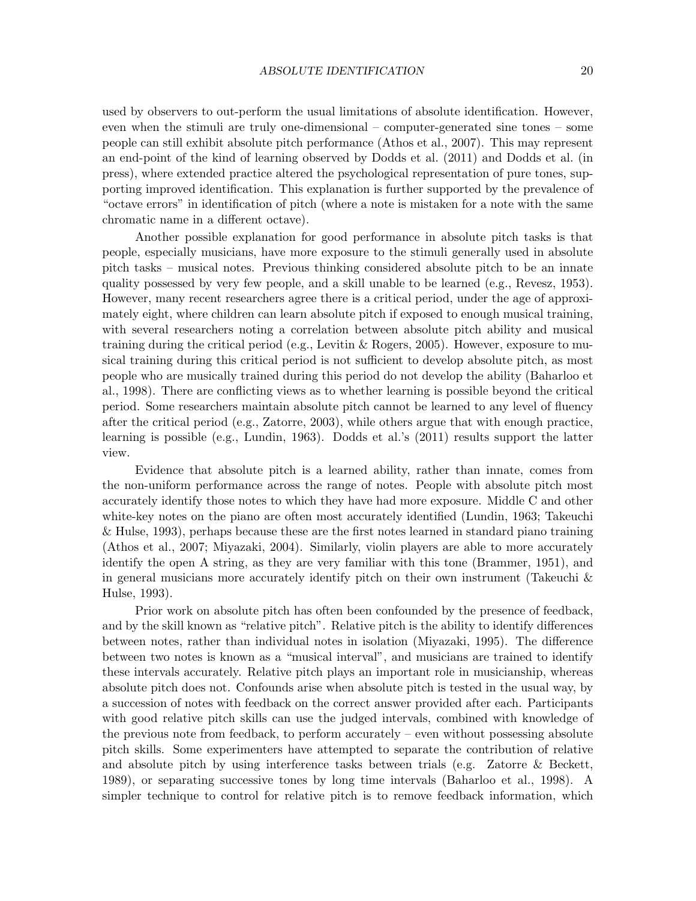used by observers to out-perform the usual limitations of absolute identification. However, even when the stimuli are truly one-dimensional – computer-generated sine tones – some people can still exhibit absolute pitch performance (Athos et al., 2007). This may represent an end-point of the kind of learning observed by Dodds et al. (2011) and Dodds et al. (in press), where extended practice altered the psychological representation of pure tones, supporting improved identification. This explanation is further supported by the prevalence of "octave errors" in identification of pitch (where a note is mistaken for a note with the same chromatic name in a different octave).

Another possible explanation for good performance in absolute pitch tasks is that people, especially musicians, have more exposure to the stimuli generally used in absolute pitch tasks – musical notes. Previous thinking considered absolute pitch to be an innate quality possessed by very few people, and a skill unable to be learned (e.g., Revesz, 1953). However, many recent researchers agree there is a critical period, under the age of approximately eight, where children can learn absolute pitch if exposed to enough musical training, with several researchers noting a correlation between absolute pitch ability and musical training during the critical period (e.g., Levitin & Rogers, 2005). However, exposure to musical training during this critical period is not sufficient to develop absolute pitch, as most people who are musically trained during this period do not develop the ability (Baharloo et al., 1998). There are conflicting views as to whether learning is possible beyond the critical period. Some researchers maintain absolute pitch cannot be learned to any level of fluency after the critical period (e.g., Zatorre, 2003), while others argue that with enough practice, learning is possible (e.g., Lundin, 1963). Dodds et al.'s (2011) results support the latter view.

Evidence that absolute pitch is a learned ability, rather than innate, comes from the non-uniform performance across the range of notes. People with absolute pitch most accurately identify those notes to which they have had more exposure. Middle C and other white-key notes on the piano are often most accurately identified (Lundin, 1963; Takeuchi & Hulse, 1993), perhaps because these are the first notes learned in standard piano training (Athos et al., 2007; Miyazaki, 2004). Similarly, violin players are able to more accurately identify the open A string, as they are very familiar with this tone (Brammer, 1951), and in general musicians more accurately identify pitch on their own instrument (Takeuchi & Hulse, 1993).

Prior work on absolute pitch has often been confounded by the presence of feedback, and by the skill known as "relative pitch". Relative pitch is the ability to identify differences between notes, rather than individual notes in isolation (Miyazaki, 1995). The difference between two notes is known as a "musical interval", and musicians are trained to identify these intervals accurately. Relative pitch plays an important role in musicianship, whereas absolute pitch does not. Confounds arise when absolute pitch is tested in the usual way, by a succession of notes with feedback on the correct answer provided after each. Participants with good relative pitch skills can use the judged intervals, combined with knowledge of the previous note from feedback, to perform accurately – even without possessing absolute pitch skills. Some experimenters have attempted to separate the contribution of relative and absolute pitch by using interference tasks between trials (e.g. Zatorre & Beckett, 1989), or separating successive tones by long time intervals (Baharloo et al., 1998). A simpler technique to control for relative pitch is to remove feedback information, which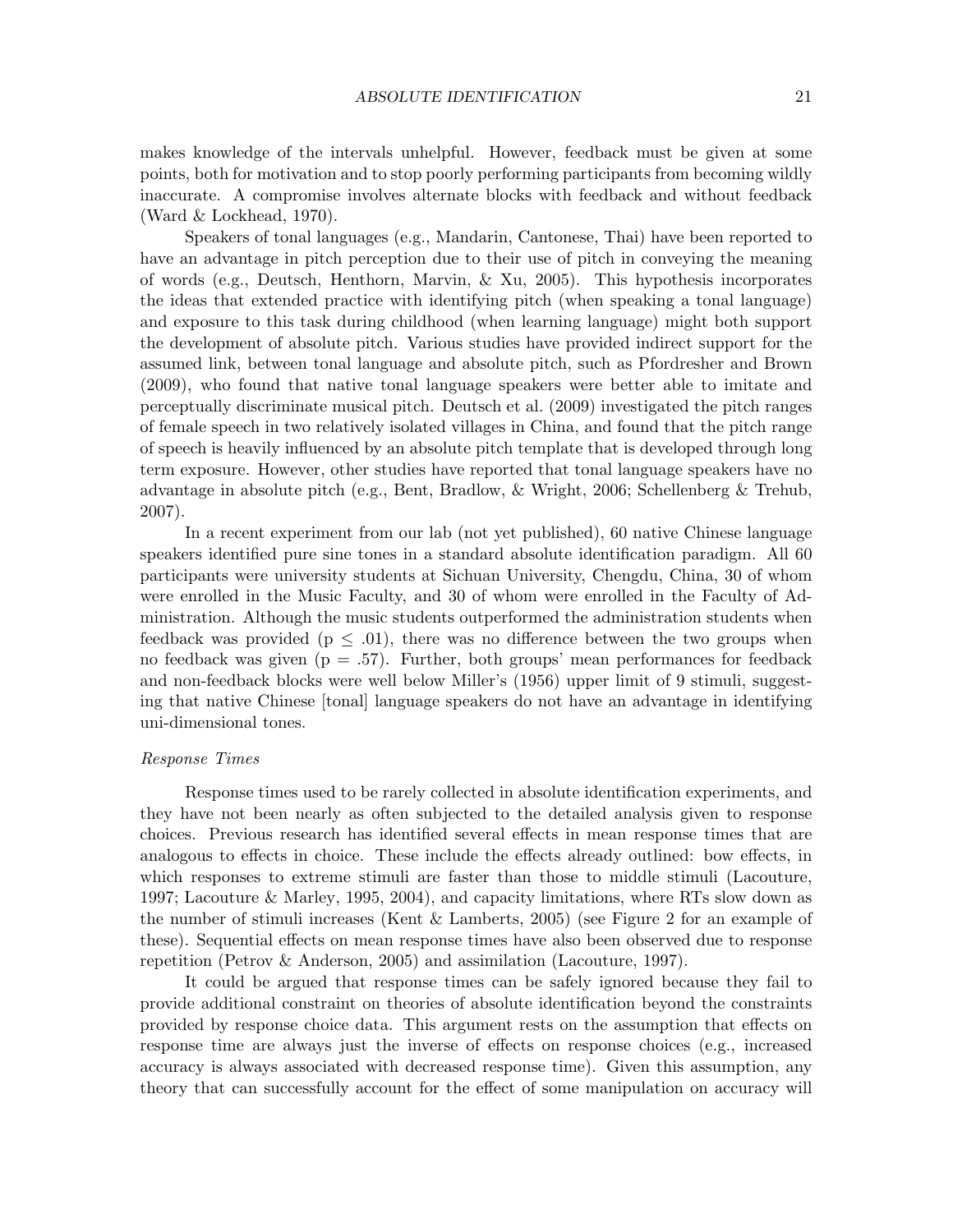makes knowledge of the intervals unhelpful. However, feedback must be given at some points, both for motivation and to stop poorly performing participants from becoming wildly inaccurate. A compromise involves alternate blocks with feedback and without feedback (Ward & Lockhead, 1970).

Speakers of tonal languages (e.g., Mandarin, Cantonese, Thai) have been reported to have an advantage in pitch perception due to their use of pitch in conveying the meaning of words (e.g., Deutsch, Henthorn, Marvin, & Xu, 2005). This hypothesis incorporates the ideas that extended practice with identifying pitch (when speaking a tonal language) and exposure to this task during childhood (when learning language) might both support the development of absolute pitch. Various studies have provided indirect support for the assumed link, between tonal language and absolute pitch, such as Pfordresher and Brown (2009), who found that native tonal language speakers were better able to imitate and perceptually discriminate musical pitch. Deutsch et al. (2009) investigated the pitch ranges of female speech in two relatively isolated villages in China, and found that the pitch range of speech is heavily influenced by an absolute pitch template that is developed through long term exposure. However, other studies have reported that tonal language speakers have no advantage in absolute pitch (e.g., Bent, Bradlow, & Wright, 2006; Schellenberg & Trehub, 2007).

In a recent experiment from our lab (not yet published), 60 native Chinese language speakers identified pure sine tones in a standard absolute identification paradigm. All 60 participants were university students at Sichuan University, Chengdu, China, 30 of whom were enrolled in the Music Faculty, and 30 of whom were enrolled in the Faculty of Administration. Although the music students outperformed the administration students when feedback was provided ($p \leq .01$), there was no difference between the two groups when no feedback was given ($p = .57$). Further, both groups' mean performances for feedback and non-feedback blocks were well below Miller's (1956) upper limit of 9 stimuli, suggesting that native Chinese [tonal] language speakers do not have an advantage in identifying uni-dimensional tones.

*Response Times*

Response times used to be rarely collected in absolute identification experiments, and they have not been nearly as often subjected to the detailed analysis given to response choices. Previous research has identified several effects in mean response times that are analogous to effects in choice. These include the effects already outlined: bow effects, in which responses to extreme stimuli are faster than those to middle stimuli (Lacouture, 1997; Lacouture & Marley, 1995, 2004), and capacity limitations, where RTs slow down as the number of stimuli increases (Kent & Lamberts, 2005) (see Figure 2 for an example of these). Sequential effects on mean response times have also been observed due to response repetition (Petrov & Anderson, 2005) and assimilation (Lacouture, 1997).

It could be argued that response times can be safely ignored because they fail to provide additional constraint on theories of absolute identification beyond the constraints provided by response choice data. This argument rests on the assumption that effects on response time are always just the inverse of effects on response choices (e.g., increased accuracy is always associated with decreased response time). Given this assumption, any theory that can successfully account for the effect of some manipulation on accuracy will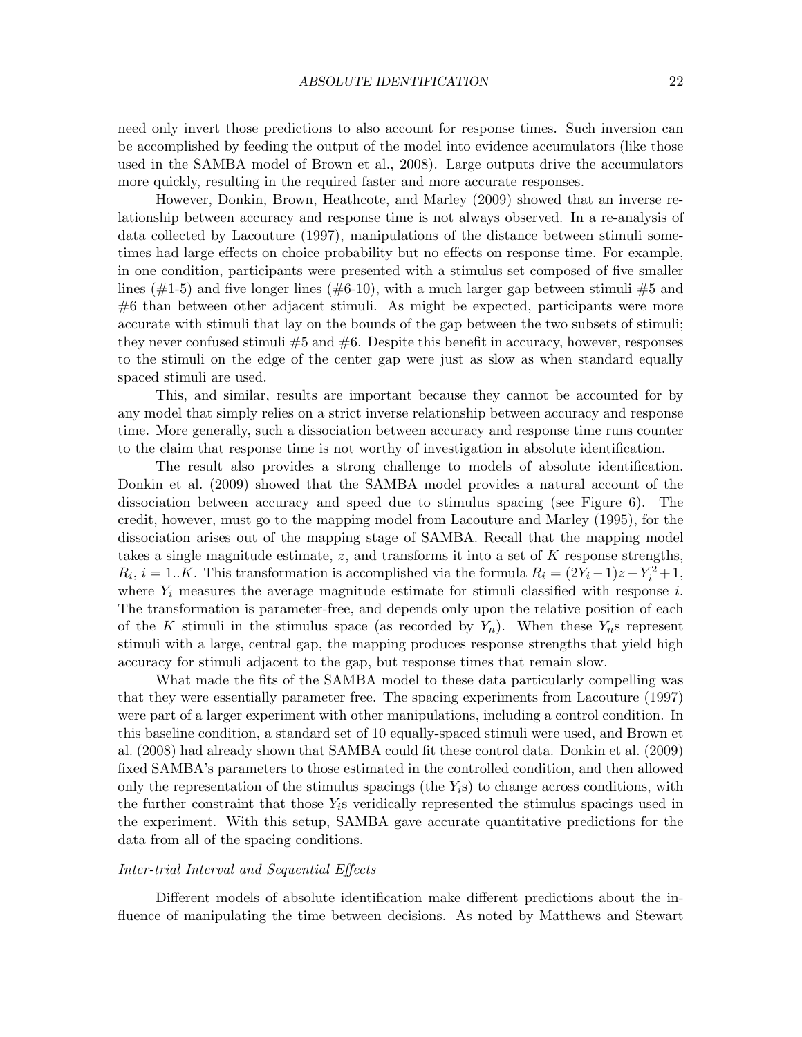need only invert those predictions to also account for response times. Such inversion can be accomplished by feeding the output of the model into evidence accumulators (like those used in the SAMBA model of Brown et al., 2008). Large outputs drive the accumulators more quickly, resulting in the required faster and more accurate responses.

However, Donkin, Brown, Heathcote, and Marley (2009) showed that an inverse relationship between accuracy and response time is not always observed. In a re-analysis of data collected by Lacouture (1997), manipulations of the distance between stimuli sometimes had large effects on choice probability but no effects on response time. For example, in one condition, participants were presented with a stimulus set composed of five smaller lines (#1-5) and five longer lines (#6-10), with a much larger gap between stimuli #5 and #6 than between other adjacent stimuli. As might be expected, participants were more accurate with stimuli that lay on the bounds of the gap between the two subsets of stimuli; they never confused stimuli #5 and #6. Despite this benefit in accuracy, however, responses to the stimuli on the edge of the center gap were just as slow as when standard equally spaced stimuli are used.

This, and similar, results are important because they cannot be accounted for by any model that simply relies on a strict inverse relationship between accuracy and response time. More generally, such a dissociation between accuracy and response time runs counter to the claim that response time is not worthy of investigation in absolute identification.

The result also provides a strong challenge to models of absolute identification. Donkin et al. (2009) showed that the SAMBA model provides a natural account of the dissociation between accuracy and speed due to stimulus spacing (see Figure 6). The credit, however, must go to the mapping model from Lacouture and Marley (1995), for the dissociation arises out of the mapping stage of SAMBA. Recall that the mapping model takes a single magnitude estimate, $z$, and transforms it into a set of $K$ response strengths, $R_i$, $i = 1..K$. This transformation is accomplished via the formula $R_i = (2Y_i - 1)z - Y_i^2 + 1$, where $Y_i$ measures the average magnitude estimate for stimuli classified with response $i$. The transformation is parameter-free, and depends only upon the relative position of each of the $K$ stimuli in the stimulus space (as recorded by $Y_n$). When these $Y_n$s represent stimuli with a large, central gap, the mapping produces response strengths that yield high accuracy for stimuli adjacent to the gap, but response times that remain slow.

What made the fits of the SAMBA model to these data particularly compelling was that they were essentially parameter free. The spacing experiments from Lacouture (1997) were part of a larger experiment with other manipulations, including a control condition. In this baseline condition, a standard set of 10 equally-spaced stimuli were used, and Brown et al. (2008) had already shown that SAMBA could fit these control data. Donkin et al. (2009) fixed SAMBA's parameters to those estimated in the controlled condition, and then allowed only the representation of the stimulus spacings (the $Y_i$s) to change across conditions, with the further constraint that those $Y_i$s veridically represented the stimulus spacings used in the experiment. With this setup, SAMBA gave accurate quantitative predictions for the data from all of the spacing conditions.

### *Inter-trial Interval and Sequential Effects*

Different models of absolute identification make different predictions about the influence of manipulating the time between decisions. As noted by Matthews and Stewart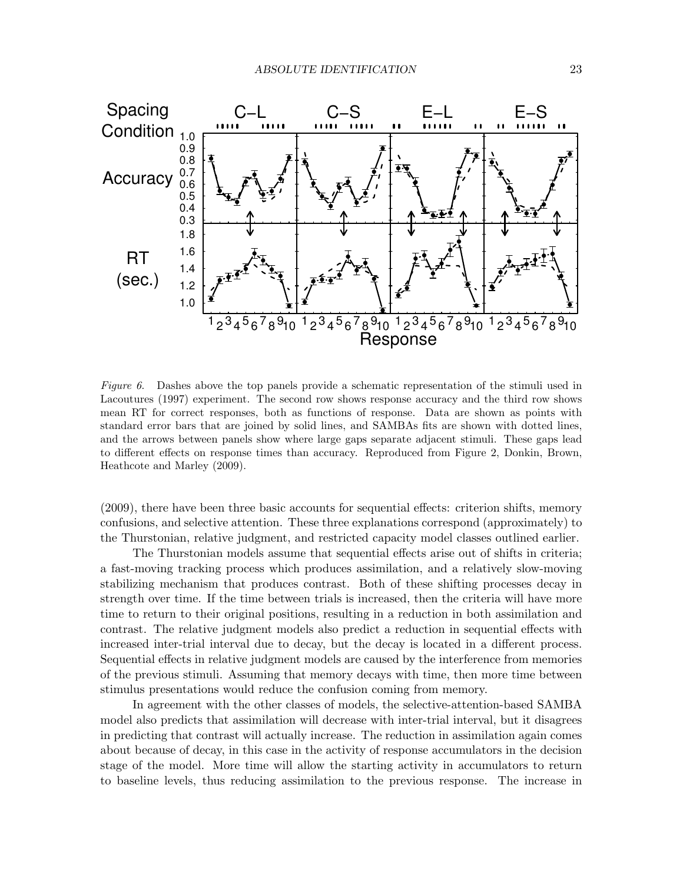*Figure 6.* Dashes above the top panels provide a schematic representation of the stimuli used in Lacoutures (1997) experiment. The second row shows response accuracy and the third row shows mean RT for correct responses, both as functions of response. Data are shown as points with standard error bars that are joined by solid lines, and SAMBAs fits are shown with dotted lines, and the arrows between panels show where large gaps separate adjacent stimuli. These gaps lead to different effects on response times than accuracy. Reproduced from Figure 2, Donkin, Brown, Heathcote and Marley (2009).

(2009), there have been three basic accounts for sequential effects: criterion shifts, memory confusions, and selective attention. These three explanations correspond (approximately) to the Thurstonian, relative judgment, and restricted capacity model classes outlined earlier.

The Thurstonian models assume that sequential effects arise out of shifts in criteria; a fast-moving tracking process which produces assimilation, and a relatively slow-moving stabilizing mechanism that produces contrast. Both of these shifting processes decay in strength over time. If the time between trials is increased, then the criteria will have more time to return to their original positions, resulting in a reduction in both assimilation and contrast. The relative judgment models also predict a reduction in sequential effects with increased inter-trial interval due to decay, but the decay is located in a different process. Sequential effects in relative judgment models are caused by the interference from memories of the previous stimuli. Assuming that memory decays with time, then more time between stimulus presentations would reduce the confusion coming from memory.

In agreement with the other classes of models, the selective-attention-based SAMBA model also predicts that assimilation will decrease with inter-trial interval, but it disagrees in predicting that contrast will actually increase. The reduction in assimilation again comes about because of decay, in this case in the activity of response accumulators in the decision stage of the model. More time will allow the starting activity in accumulators to return to baseline levels, thus reducing assimilation to the previous response. The increase in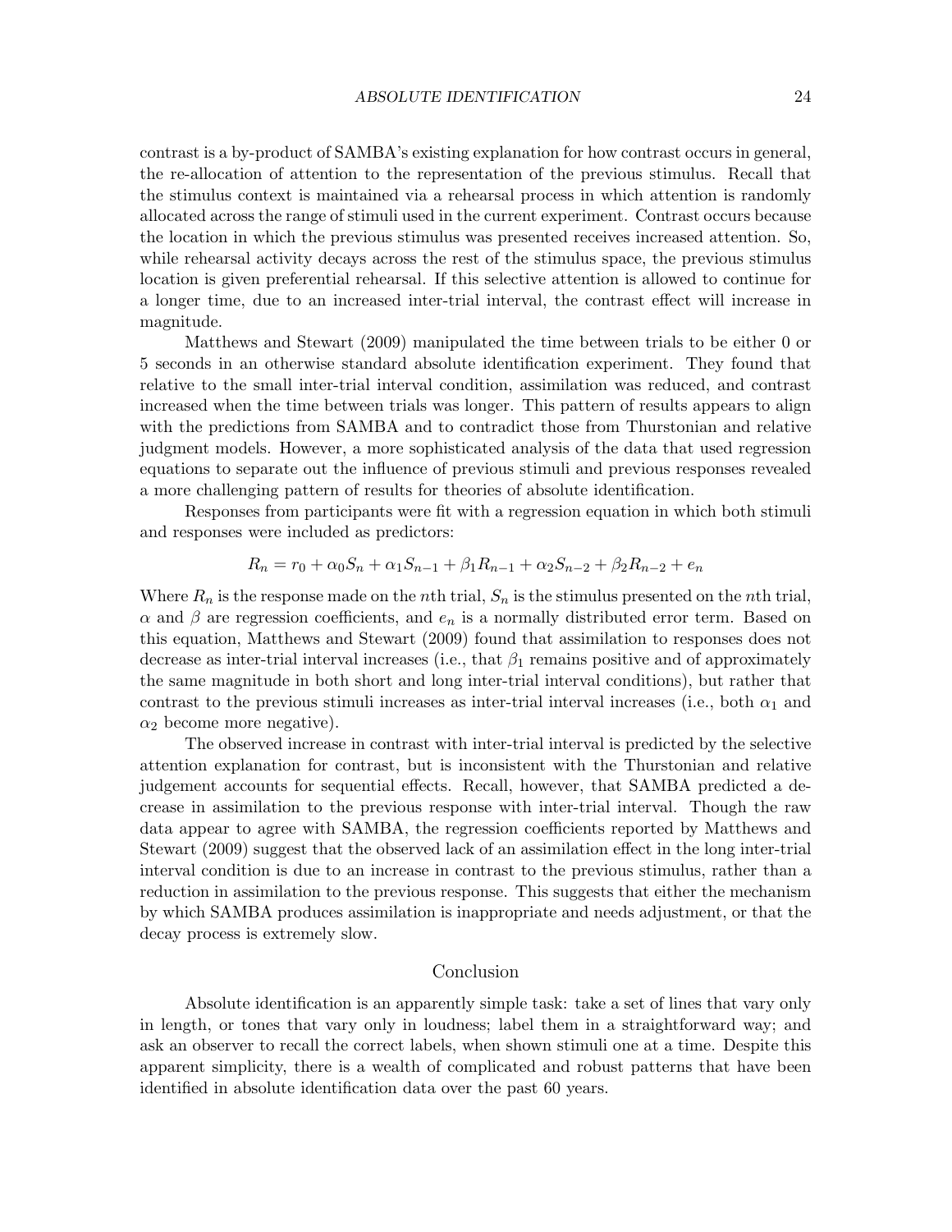contrast is a by-product of SAMBA's existing explanation for how contrast occurs in general, the re-allocation of attention to the representation of the previous stimulus. Recall that the stimulus context is maintained via a rehearsal process in which attention is randomly allocated across the range of stimuli used in the current experiment. Contrast occurs because the location in which the previous stimulus was presented receives increased attention. So, while rehearsal activity decays across the rest of the stimulus space, the previous stimulus location is given preferential rehearsal. If this selective attention is allowed to continue for a longer time, due to an increased inter-trial interval, the contrast effect will increase in magnitude.

Matthews and Stewart (2009) manipulated the time between trials to be either 0 or 5 seconds in an otherwise standard absolute identification experiment. They found that relative to the small inter-trial interval condition, assimilation was reduced, and contrast increased when the time between trials was longer. This pattern of results appears to align with the predictions from SAMBA and to contradict those from Thurstonian and relative judgment models. However, a more sophisticated analysis of the data that used regression equations to separate out the influence of previous stimuli and previous responses revealed a more challenging pattern of results for theories of absolute identification.

Responses from participants were fit with a regression equation in which both stimuli and responses were included as predictors:

$$R_n = r_0 + \alpha_0 S_n + \alpha_1 S_{n-1} + \beta_1 R_{n-1} + \alpha_2 S_{n-2} + \beta_2 R_{n-2} + e_n$$

Where $R_n$ is the response made on the $n$th trial, $S_n$ is the stimulus presented on the $n$th trial, $\alpha$ and $\beta$ are regression coefficients, and $e_n$ is a normally distributed error term. Based on this equation, Matthews and Stewart (2009) found that assimilation to responses does not decrease as inter-trial interval increases (i.e., that $\beta_1$ remains positive and of approximately the same magnitude in both short and long inter-trial interval conditions), but rather that contrast to the previous stimuli increases as inter-trial interval increases (i.e., both $\alpha_1$ and $\alpha_2$ become more negative).

The observed increase in contrast with inter-trial interval is predicted by the selective attention explanation for contrast, but is inconsistent with the Thurstonian and relative judgement accounts for sequential effects. Recall, however, that SAMBA predicted a decrease in assimilation to the previous response with inter-trial interval. Though the raw data appear to agree with SAMBA, the regression coefficients reported by Matthews and Stewart (2009) suggest that the observed lack of an assimilation effect in the long inter-trial interval condition is due to an increase in contrast to the previous stimulus, rather than a reduction in assimilation to the previous response. This suggests that either the mechanism by which SAMBA produces assimilation is inappropriate and needs adjustment, or that the decay process is extremely slow.

## Conclusion

Absolute identification is an apparently simple task: take a set of lines that vary only in length, or tones that vary only in loudness; label them in a straightforward way; and ask an observer to recall the correct labels, when shown stimuli one at a time. Despite this apparent simplicity, there is a wealth of complicated and robust patterns that have been identified in absolute identification data over the past 60 years.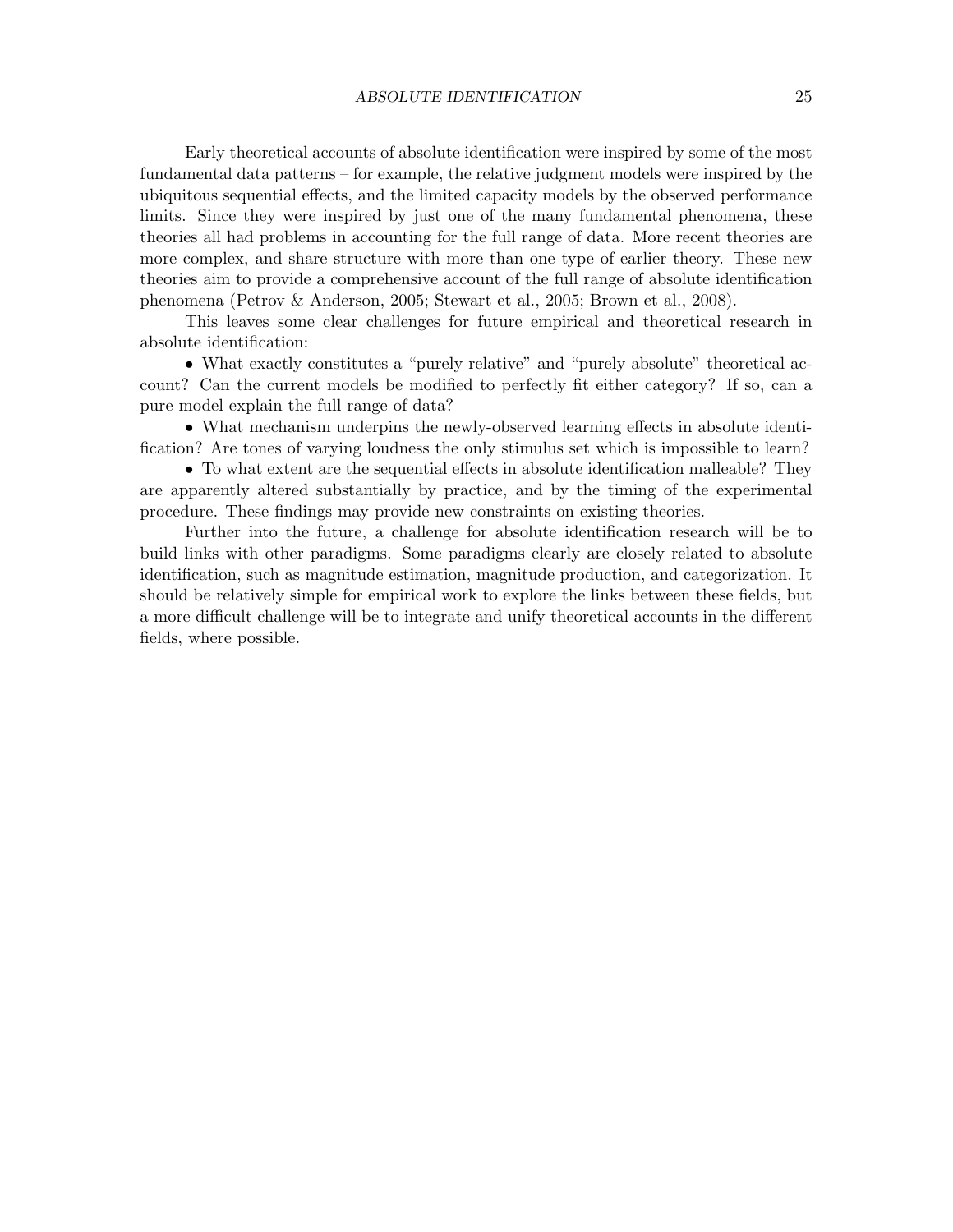Early theoretical accounts of absolute identification were inspired by some of the most fundamental data patterns – for example, the relative judgment models were inspired by the ubiquitous sequential effects, and the limited capacity models by the observed performance limits. Since they were inspired by just one of the many fundamental phenomena, these theories all had problems in accounting for the full range of data. More recent theories are more complex, and share structure with more than one type of earlier theory. These new theories aim to provide a comprehensive account of the full range of absolute identification phenomena (Petrov & Anderson, 2005; Stewart et al., 2005; Brown et al., 2008).

This leaves some clear challenges for future empirical and theoretical research in absolute identification:

- What exactly constitutes a "purely relative" and "purely absolute" theoretical account? Can the current models be modified to perfectly fit either category? If so, can a pure model explain the full range of data?
- What mechanism underpins the newly-observed learning effects in absolute identification? Are tones of varying loudness the only stimulus set which is impossible to learn?
- To what extent are the sequential effects in absolute identification malleable? They are apparently altered substantially by practice, and by the timing of the experimental procedure. These findings may provide new constraints on existing theories.

Further into the future, a challenge for absolute identification research will be to build links with other paradigms. Some paradigms clearly are closely related to absolute identification, such as magnitude estimation, magnitude production, and categorization. It should be relatively simple for empirical work to explore the links between these fields, but a more difficult challenge will be to integrate and unify theoretical accounts in the different fields, where possible.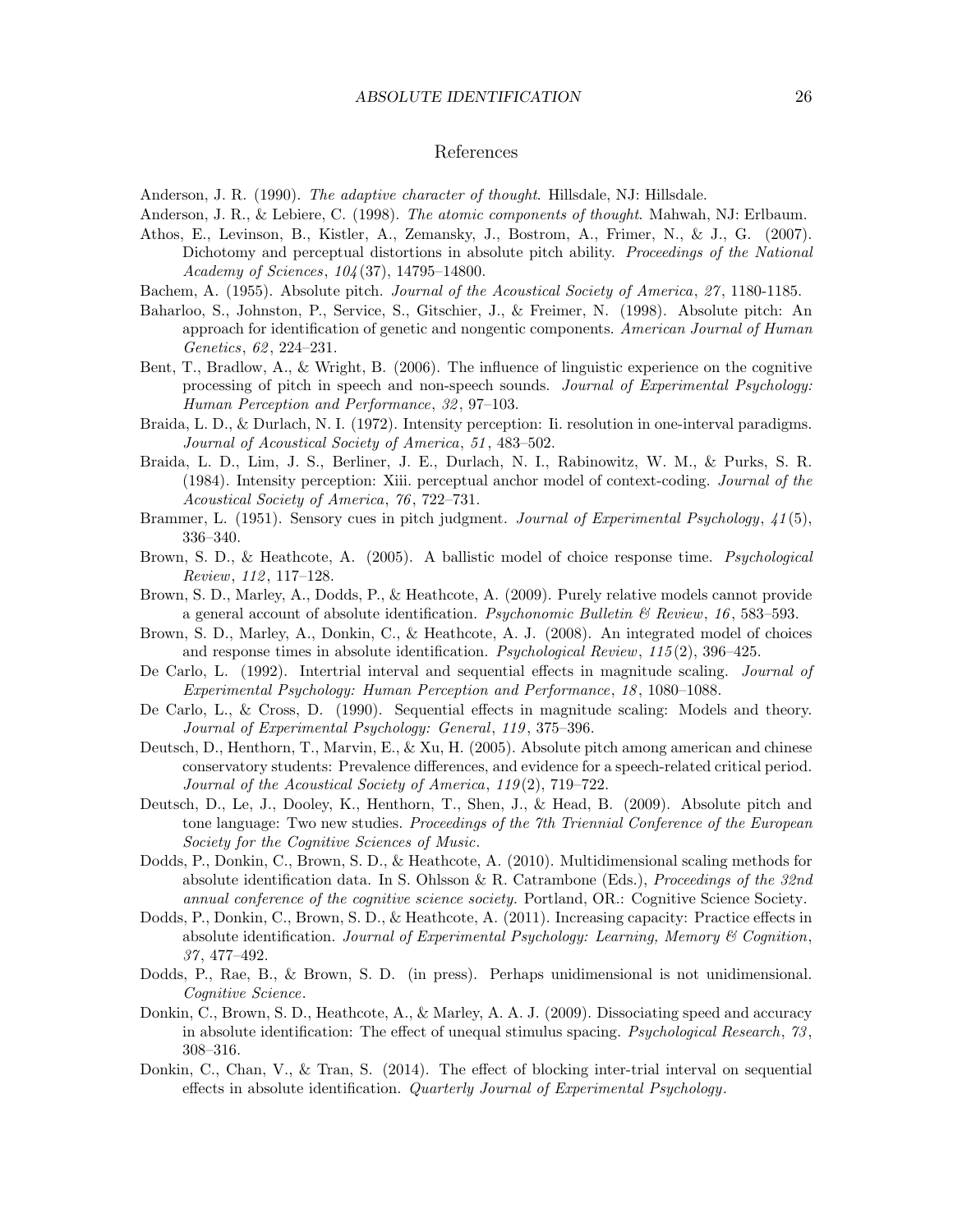# References

Anderson, J. R. (1990). *The adaptive character of thought*. Hillsdale, NJ: Hillsdale.

Anderson, J. R., & Lebiere, C. (1998). *The atomic components of thought*. Mahwah, NJ: Erlbaum.

Athos, E., Levinson, B., Kistler, A., Zemansky, J., Bostrom, A., Frimer, N., & J., G. (2007). Dichotomy and perceptual distortions in absolute pitch ability. *Proceedings of the National Academy of Sciences*, *104*(37), 14795–14800.

Bachem, A. (1955). Absolute pitch. *Journal of the Acoustical Society of America*, *27*, 1180-1185.

Baharloo, S., Johnston, P., Service, S., Gitschier, J., & Freimer, N. (1998). Absolute pitch: An approach for identification of genetic and nongentic components. *American Journal of Human Genetics*, *62*, 224–231.

Bent, T., Bradlow, A., & Wright, B. (2006). The influence of linguistic experience on the cognitive processing of pitch in speech and non-speech sounds. *Journal of Experimental Psychology: Human Perception and Performance*, *32*, 97–103.

Braida, L. D., & Durlach, N. I. (1972). Intensity perception: Ii. resolution in one-interval paradigms. *Journal of Acoustical Society of America*, *51*, 483–502.

Braida, L. D., Lim, J. S., Berliner, J. E., Durlach, N. I., Rabinowitz, W. M., & Purks, S. R. (1984). Intensity perception: Xiii. perceptual anchor model of context-coding. *Journal of the Acoustical Society of America*, *76*, 722–731.

Brammer, L. (1951). Sensory cues in pitch judgment. *Journal of Experimental Psychology*, *41*(5), 336–340.

Brown, S. D., & Heathcote, A. (2005). A ballistic model of choice response time. *Psychological Review*, *112*, 117–128.

Brown, S. D., Marley, A., Dodds, P., & Heathcote, A. (2009). Purely relative models cannot provide a general account of absolute identification. *Psychonomic Bulletin & Review*, *16*, 583–593.

Brown, S. D., Marley, A., Donkin, C., & Heathcote, A. J. (2008). An integrated model of choices and response times in absolute identification. *Psychological Review*, *115*(2), 396–425.

De Carlo, L. (1992). Intertrial interval and sequential effects in magnitude scaling. *Journal of Experimental Psychology: Human Perception and Performance*, *18*, 1080–1088.

De Carlo, L., & Cross, D. (1990). Sequential effects in magnitude scaling: Models and theory. *Journal of Experimental Psychology: General*, *119*, 375–396.

Deutsch, D., Henthorn, T., Marvin, E., & Xu, H. (2005). Absolute pitch among american and chinese conservatory students: Prevalence differences, and evidence for a speech-related critical period. *Journal of the Acoustical Society of America*, *119*(2), 719–722.

Deutsch, D., Le, J., Dooley, K., Henthorn, T., Shen, J., & Head, B. (2009). Absolute pitch and tone language: Two new studies. *Proceedings of the 7th Triennial Conference of the European Society for the Cognitive Sciences of Music*.

Dodds, P., Donkin, C., Brown, S. D., & Heathcote, A. (2010). Multidimensional scaling methods for absolute identification data. In S. Ohlsson & R. Catrambone (Eds.), *Proceedings of the 32nd annual conference of the cognitive science society.* Portland, OR.: Cognitive Science Society.

Dodds, P., Donkin, C., Brown, S. D., & Heathcote, A. (2011). Increasing capacity: Practice effects in absolute identification. *Journal of Experimental Psychology: Learning, Memory & Cognition*, *37*, 477–492.

Dodds, P., Rae, B., & Brown, S. D. (in press). Perhaps unidimensional is not unidimensional. *Cognitive Science*.

Donkin, C., Brown, S. D., Heathcote, A., & Marley, A. A. J. (2009). Dissociating speed and accuracy in absolute identification: The effect of unequal stimulus spacing. *Psychological Research*, *73*, 308–316.

Donkin, C., Chan, V., & Tran, S. (2014). The effect of blocking inter-trial interval on sequential effects in absolute identification. *Quarterly Journal of Experimental Psychology*.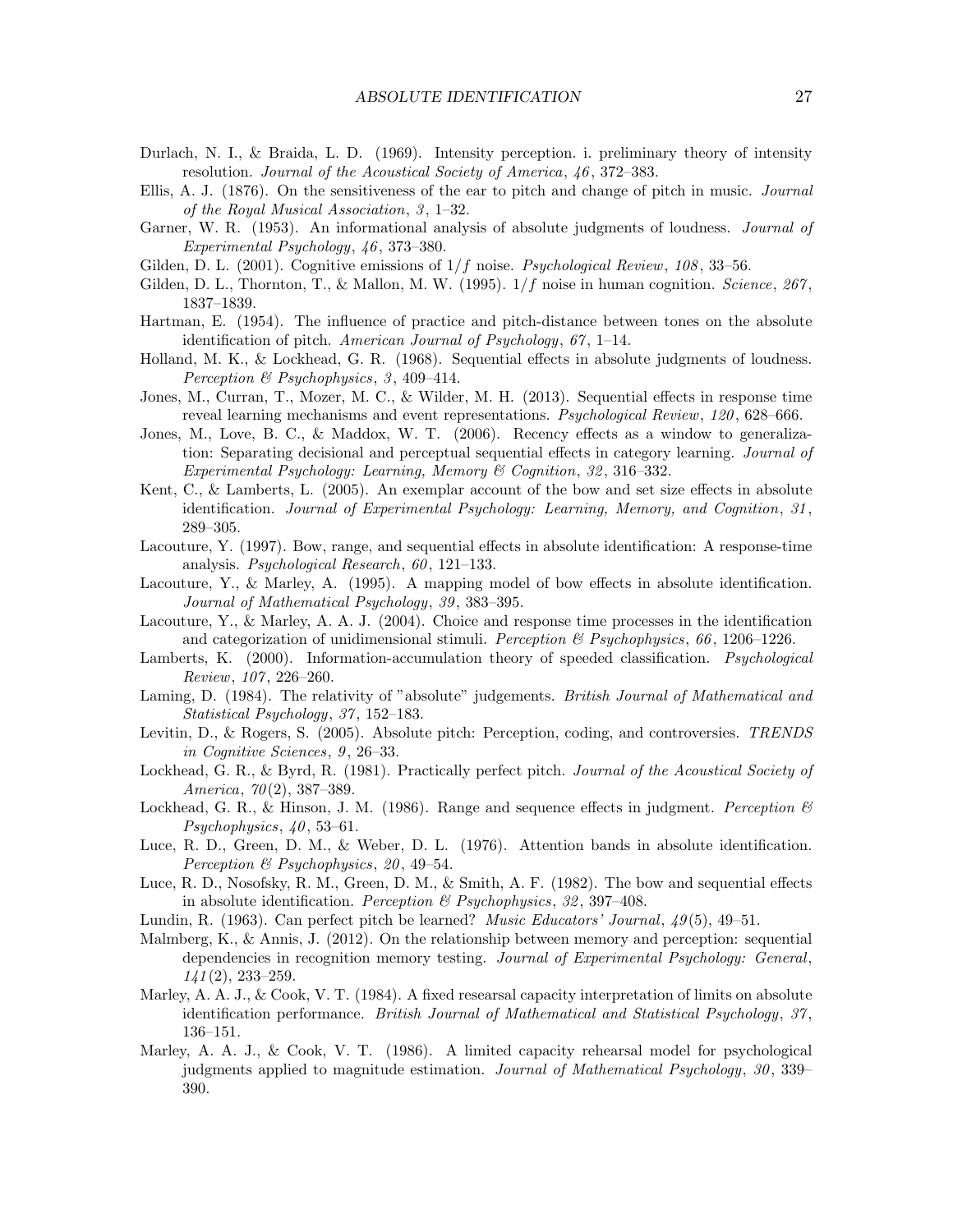Durlach, N. I., & Braida, L. D. (1969). Intensity perception. i. preliminary theory of intensity resolution. *Journal of the Acoustical Society of America*, *46*, 372–383.

Ellis, A. J. (1876). On the sensitiveness of the ear to pitch and change of pitch in music. *Journal of the Royal Musical Association*, *3*, 1–32.

Garner, W. R. (1953). An informational analysis of absolute judgments of loudness. *Journal of Experimental Psychology*, *46*, 373–380.

Gilden, D. L. (2001). Cognitive emissions of $1/f$ noise. *Psychological Review*, *108*, 33–56.

Gilden, D. L., Thornton, T., & Mallon, M. W. (1995). $1/f$ noise in human cognition. *Science*, *267*, 1837–1839.

Hartman, E. (1954). The influence of practice and pitch-distance between tones on the absolute identification of pitch. *American Journal of Psychology*, *67*, 1–14.

Holland, M. K., & Lockhead, G. R. (1968). Sequential effects in absolute judgments of loudness. *Perception & Psychophysics*, *3*, 409–414.

Jones, M., Curran, T., Mozer, M. C., & Wilder, M. H. (2013). Sequential effects in response time reveal learning mechanisms and event representations. *Psychological Review*, *120*, 628–666.

Jones, M., Love, B. C., & Maddox, W. T. (2006). Recency effects as a window to generalization: Separating decisional and perceptual sequential effects in category learning. *Journal of Experimental Psychology: Learning, Memory & Cognition*, *32*, 316–332.

Kent, C., & Lamberts, L. (2005). An exemplar account of the bow and set size effects in absolute identification. *Journal of Experimental Psychology: Learning, Memory, and Cognition*, *31*, 289–305.

Lacouture, Y. (1997). Bow, range, and sequential effects in absolute identification: A response-time analysis. *Psychological Research*, *60*, 121–133.

Lacouture, Y., & Marley, A. (1995). A mapping model of bow effects in absolute identification. *Journal of Mathematical Psychology*, *39*, 383–395.

Lacouture, Y., & Marley, A. A. J. (2004). Choice and response time processes in the identification and categorization of unidimensional stimuli. *Perception & Psychophysics*, *66*, 1206–1226.

Lamberts, K. (2000). Information-accumulation theory of speeded classification. *Psychological Review*, *107*, 226–260.

Laming, D. (1984). The relativity of "absolute" judgements. *British Journal of Mathematical and Statistical Psychology*, *37*, 152–183.

Levitin, D., & Rogers, S. (2005). Absolute pitch: Perception, coding, and controversies. *TRENDS in Cognitive Sciences*, *9*, 26–33.

Lockhead, G. R., & Byrd, R. (1981). Practically perfect pitch. *Journal of the Acoustical Society of America*, *70*(2), 387–389.

Lockhead, G. R., & Hinson, J. M. (1986). Range and sequence effects in judgment. *Perception & Psychophysics*, *40*, 53–61.

Luce, R. D., Green, D. M., & Weber, D. L. (1976). Attention bands in absolute identification. *Perception & Psychophysics*, *20*, 49–54.

Luce, R. D., Nosofsky, R. M., Green, D. M., & Smith, A. F. (1982). The bow and sequential effects in absolute identification. *Perception & Psychophysics*, *32*, 397–408.

Lundin, R. (1963). Can perfect pitch be learned? *Music Educators' Journal*, *49*(5), 49–51.

Malmberg, K., & Annis, J. (2012). On the relationship between memory and perception: sequential dependencies in recognition memory testing. *Journal of Experimental Psychology: General*, *141*(2), 233–259.

Marley, A. A. J., & Cook, V. T. (1984). A fixed researsal capacity interpretation of limits on absolute identification performance. *British Journal of Mathematical and Statistical Psychology*, *37*, 136–151.

Marley, A. A. J., & Cook, V. T. (1986). A limited capacity rehearsal model for psychological judgments applied to magnitude estimation. *Journal of Mathematical Psychology*, *30*, 339–390.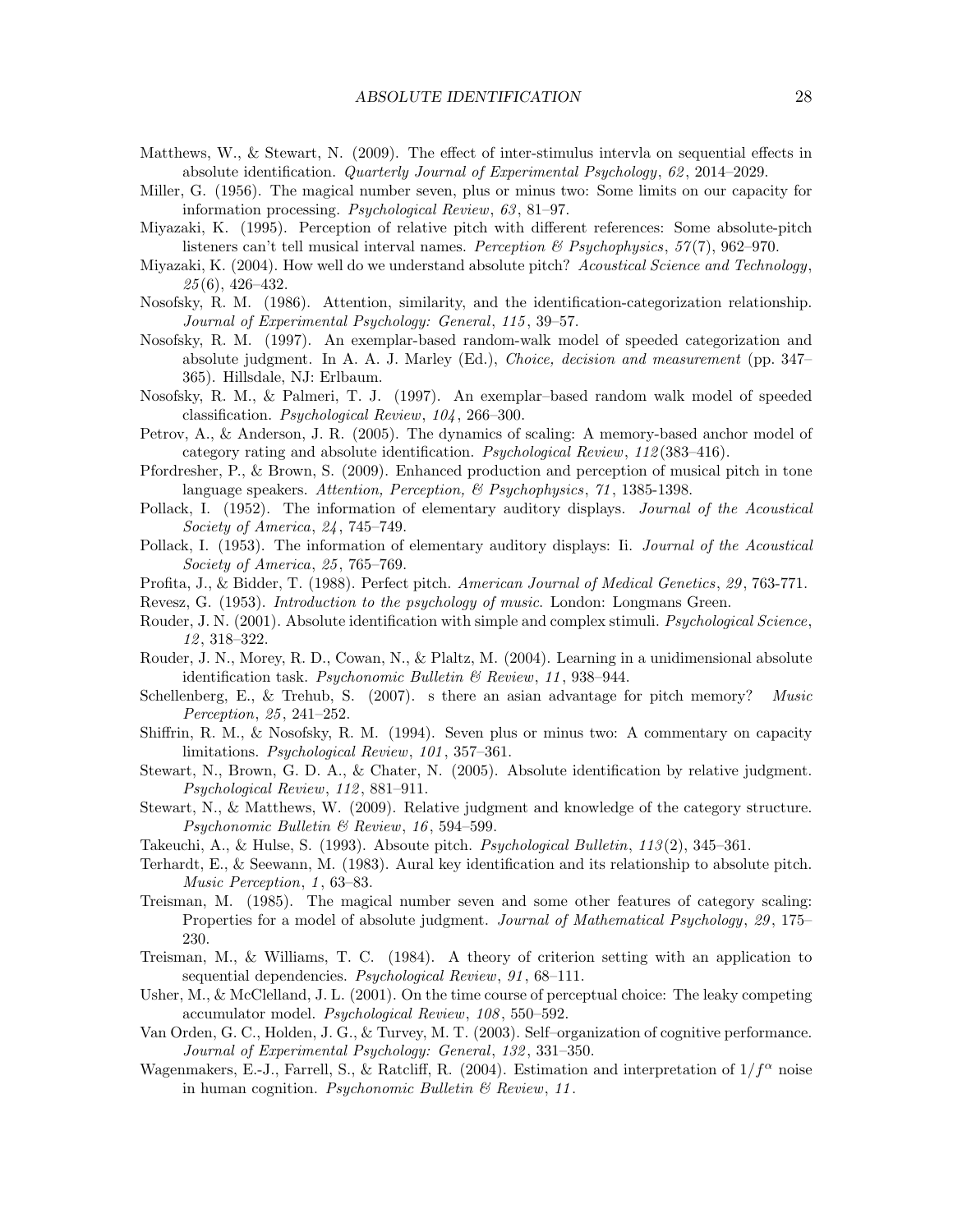Matthews, W., & Stewart, N. (2009). The effect of inter-stimulus intervla on sequential effects in absolute identification. *Quarterly Journal of Experimental Psychology*, *62*, 2014–2029.

Miller, G. (1956). The magical number seven, plus or minus two: Some limits on our capacity for information processing. *Psychological Review*, *63*, 81–97.

Miyazaki, K. (1995). Perception of relative pitch with different references: Some absolute-pitch listeners can't tell musical interval names. *Perception & Psychophysics*, *57*(7), 962–970.

Miyazaki, K. (2004). How well do we understand absolute pitch? *Acoustical Science and Technology*, *25*(6), 426–432.

Nosofsky, R. M. (1986). Attention, similarity, and the identification-categorization relationship. *Journal of Experimental Psychology: General*, *115*, 39–57.

Nosofsky, R. M. (1997). An exemplar-based random-walk model of speeded categorization and absolute judgment. In A. A. J. Marley (Ed.), *Choice, decision and measurement* (pp. 347–365). Hillsdale, NJ: Erlbaum.

Nosofsky, R. M., & Palmeri, T. J. (1997). An exemplar–based random walk model of speeded classification. *Psychological Review*, *104*, 266–300.

Petrov, A., & Anderson, J. R. (2005). The dynamics of scaling: A memory-based anchor model of category rating and absolute identification. *Psychological Review*, *112*(383–416).

Pfordresher, P., & Brown, S. (2009). Enhanced production and perception of musical pitch in tone language speakers. *Attention, Perception, & Psychophysics*, *71*, 1385-1398.

Pollack, I. (1952). The information of elementary auditory displays. *Journal of the Acoustical Society of America*, *24*, 745–749.

Pollack, I. (1953). The information of elementary auditory displays: Ii. *Journal of the Acoustical Society of America*, *25*, 765–769.

Profita, J., & Bidder, T. (1988). Perfect pitch. *American Journal of Medical Genetics*, *29*, 763-771.

Revesz, G. (1953). *Introduction to the psychology of music.* London: Longmans Green.

Rouder, J. N. (2001). Absolute identification with simple and complex stimuli. *Psychological Science*, *12*, 318–322.

Rouder, J. N., Morey, R. D., Cowan, N., & Plaltz, M. (2004). Learning in a unidimensional absolute identification task. *Psychonomic Bulletin & Review*, *11*, 938–944.

Schellenberg, E., & Trehub, S. (2007). s there an asian advantage for pitch memory? *Music Perception*, *25*, 241–252.

Shiffrin, R. M., & Nosofsky, R. M. (1994). Seven plus or minus two: A commentary on capacity limitations. *Psychological Review*, *101*, 357–361.

Stewart, N., Brown, G. D. A., & Chater, N. (2005). Absolute identification by relative judgment. *Psychological Review*, *112*, 881–911.

Stewart, N., & Matthews, W. (2009). Relative judgment and knowledge of the category structure. *Psychonomic Bulletin & Review*, *16*, 594–599.

Takeuchi, A., & Hulse, S. (1993). Absoute pitch. *Psychological Bulletin*, *113*(2), 345–361.

Terhardt, E., & Seewann, M. (1983). Aural key identification and its relationship to absolute pitch. *Music Perception*, *1*, 63–83.

Treisman, M. (1985). The magical number seven and some other features of category scaling: Properties for a model of absolute judgment. *Journal of Mathematical Psychology*, *29*, 175–230.

Treisman, M., & Williams, T. C. (1984). A theory of criterion setting with an application to sequential dependencies. *Psychological Review*, *91*, 68–111.

Usher, M., & McClelland, J. L. (2001). On the time course of perceptual choice: The leaky competing accumulator model. *Psychological Review*, *108*, 550–592.

Van Orden, G. C., Holden, J. G., & Turvey, M. T. (2003). Self–organization of cognitive performance. *Journal of Experimental Psychology: General*, *132*, 331–350.

Wagenmakers, E.-J., Farrell, S., & Ratcliff, R. (2004). Estimation and interpretation of $1/f^{\alpha}$ noise in human cognition. *Psychonomic Bulletin & Review*, *11*.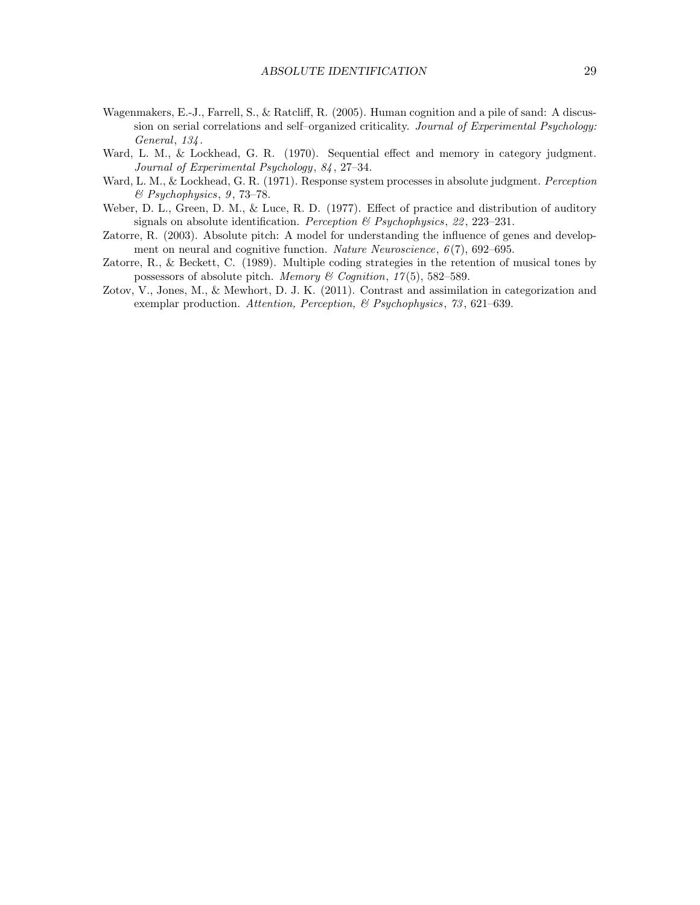Wagenmakers, E.-J., Farrell, S., & Ratcliff, R. (2005). Human cognition and a pile of sand: A discussion on serial correlations and self–organized criticality. *Journal of Experimental Psychology: General*, *134*.

Ward, L. M., & Lockhead, G. R. (1970). Sequential effect and memory in category judgment. *Journal of Experimental Psychology*, *84*, 27–34.

Ward, L. M., & Lockhead, G. R. (1971). Response system processes in absolute judgment. *Perception & Psychophysics*, *9*, 73–78.

Weber, D. L., Green, D. M., & Luce, R. D. (1977). Effect of practice and distribution of auditory signals on absolute identification. *Perception & Psychophysics*, *22*, 223–231.

Zatorre, R. (2003). Absolute pitch: A model for understanding the influence of genes and development on neural and cognitive function. *Nature Neuroscience*, *6*(7), 692–695.

Zatorre, R., & Beckett, C. (1989). Multiple coding strategies in the retention of musical tones by possessors of absolute pitch. *Memory & Cognition*, *17*(5), 582–589.

Zotov, V., Jones, M., & Mewhort, D. J. K. (2011). Contrast and assimilation in categorization and exemplar production. *Attention, Perception, & Psychophysics*, *73*, 621–639.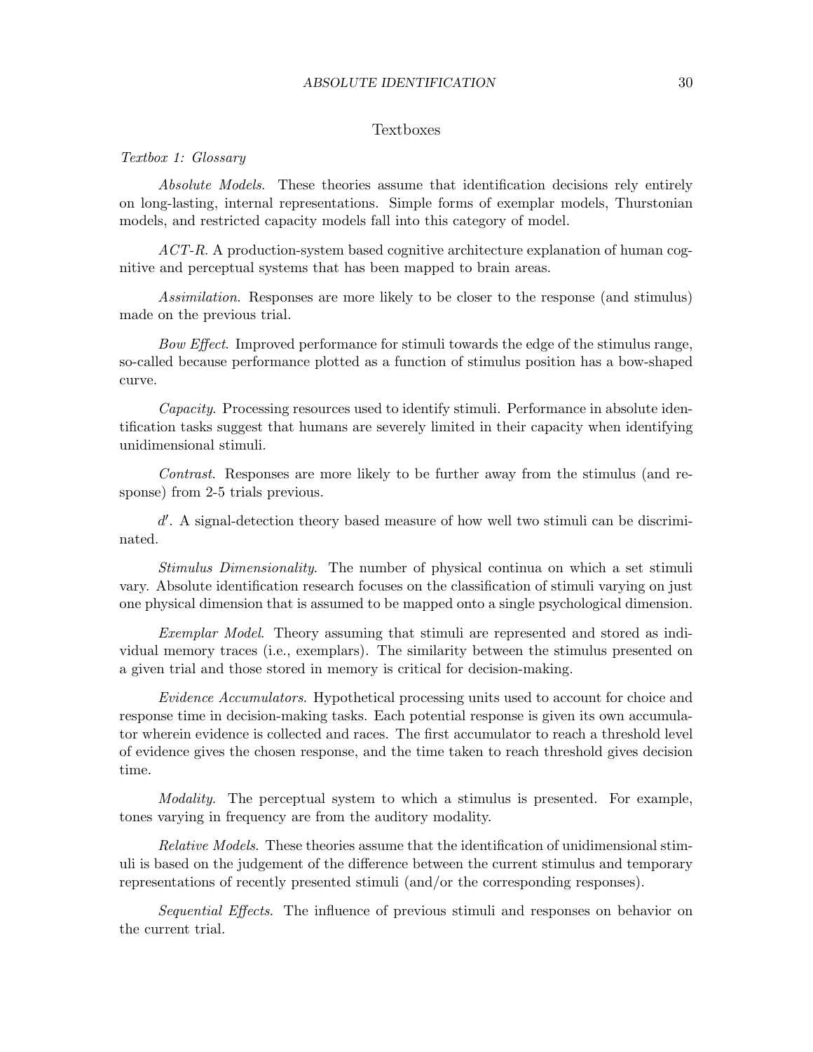## Textboxes

*Textbox 1: Glossary*

*Absolute Models*. These theories assume that identification decisions rely entirely on long-lasting, internal representations. Simple forms of exemplar models, Thurstonian models, and restricted capacity models fall into this category of model.

*ACT-R*. A production-system based cognitive architecture explanation of human cognitive and perceptual systems that has been mapped to brain areas.

*Assimilation*. Responses are more likely to be closer to the response (and stimulus) made on the previous trial.

*Bow Effect*. Improved performance for stimuli towards the edge of the stimulus range, so-called because performance plotted as a function of stimulus position has a bow-shaped curve.

*Capacity*. Processing resources used to identify stimuli. Performance in absolute identification tasks suggest that humans are severely limited in their capacity when identifying unidimensional stimuli.

*Contrast*. Responses are more likely to be further away from the stimulus (and response) from 2-5 trials previous.

$d'$. A signal-detection theory based measure of how well two stimuli can be discriminated.

*Stimulus Dimensionality*. The number of physical continua on which a set stimuli vary. Absolute identification research focuses on the classification of stimuli varying on just one physical dimension that is assumed to be mapped onto a single psychological dimension.

*Exemplar Model*. Theory assuming that stimuli are represented and stored as individual memory traces (i.e., exemplars). The similarity between the stimulus presented on a given trial and those stored in memory is critical for decision-making.

*Evidence Accumulators*. Hypothetical processing units used to account for choice and response time in decision-making tasks. Each potential response is given its own accumulator wherein evidence is collected and races. The first accumulator to reach a threshold level of evidence gives the chosen response, and the time taken to reach threshold gives decision time.

*Modality*. The perceptual system to which a stimulus is presented. For example, tones varying in frequency are from the auditory modality.

*Relative Models*. These theories assume that the identification of unidimensional stimuli is based on the judgement of the difference between the current stimulus and temporary representations of recently presented stimuli (and/or the corresponding responses).

*Sequential Effects*. The influence of previous stimuli and responses on behavior on the current trial.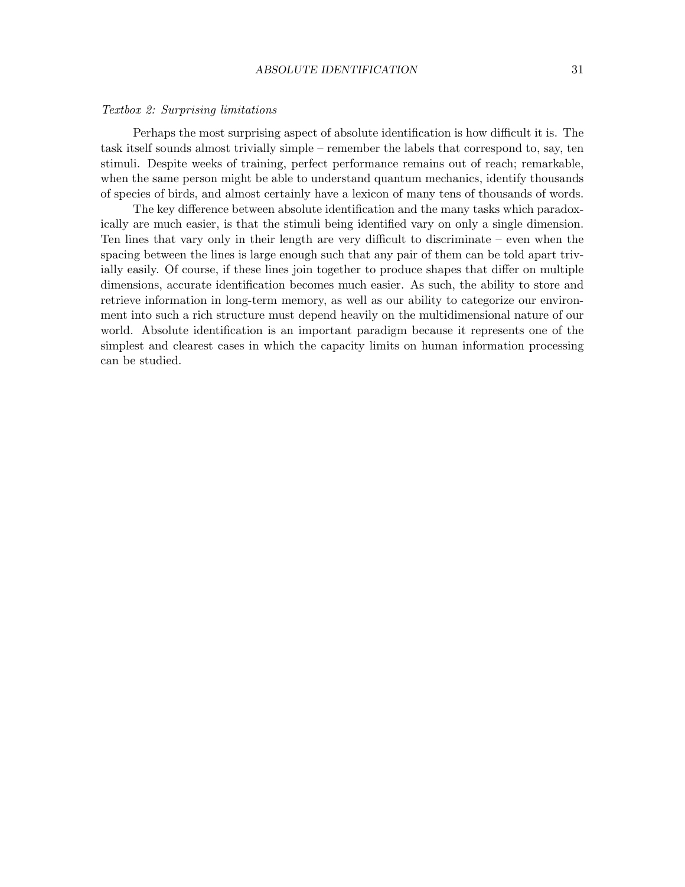*Textbox 2: Surprising limitations*

Perhaps the most surprising aspect of absolute identification is how difficult it is. The task itself sounds almost trivially simple – remember the labels that correspond to, say, ten stimuli. Despite weeks of training, perfect performance remains out of reach; remarkable, when the same person might be able to understand quantum mechanics, identify thousands of species of birds, and almost certainly have a lexicon of many tens of thousands of words.

The key difference between absolute identification and the many tasks which paradoxically are much easier, is that the stimuli being identified vary on only a single dimension. Ten lines that vary only in their length are very difficult to discriminate – even when the spacing between the lines is large enough such that any pair of them can be told apart trivially easily. Of course, if these lines join together to produce shapes that differ on multiple dimensions, accurate identification becomes much easier. As such, the ability to store and retrieve information in long-term memory, as well as our ability to categorize our environment into such a rich structure must depend heavily on the multidimensional nature of our world. Absolute identification is an important paradigm because it represents one of the simplest and clearest cases in which the capacity limits on human information processing can be studied.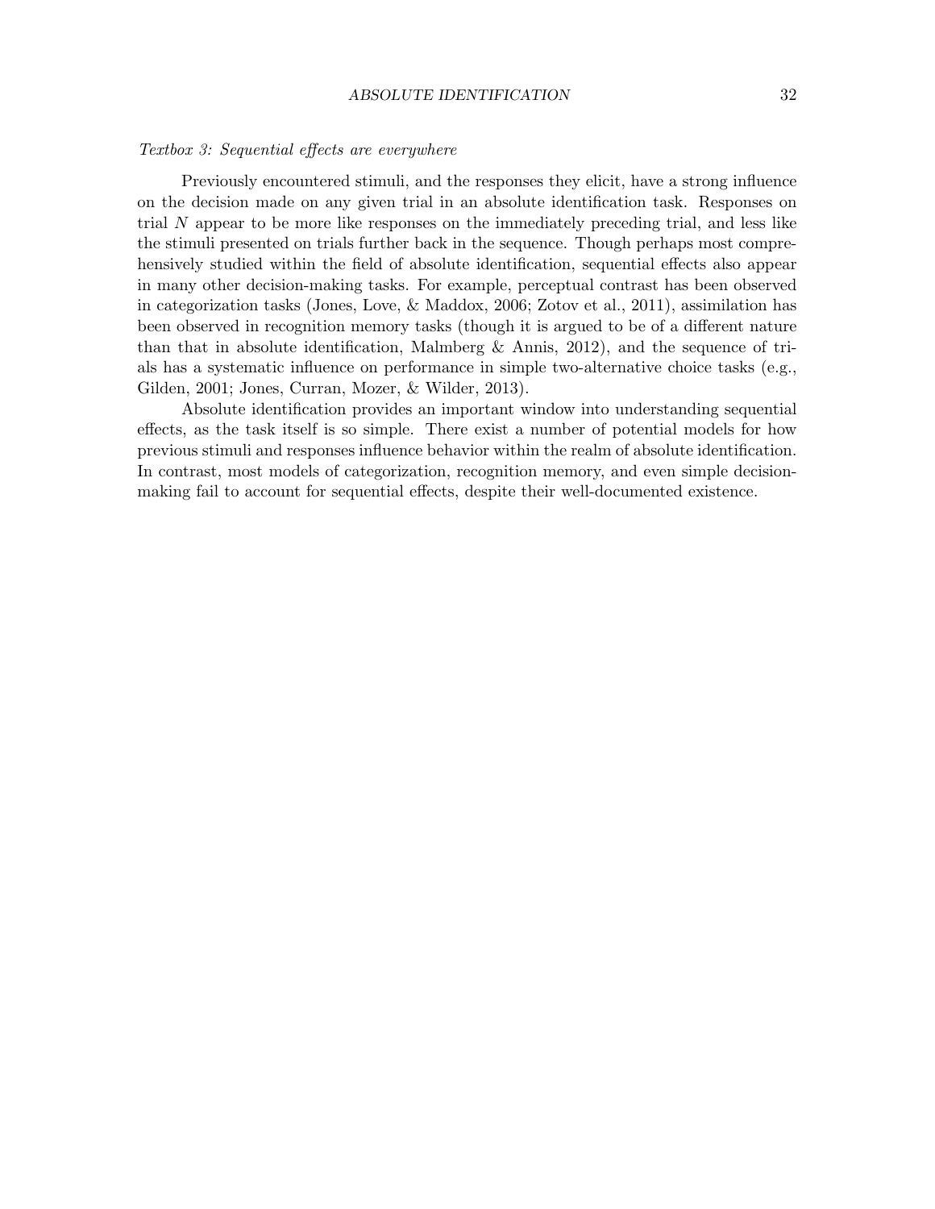*Textbox 3: Sequential effects are everywhere*

Previously encountered stimuli, and the responses they elicit, have a strong influence on the decision made on any given trial in an absolute identification task. Responses on trial $N$ appear to be more like responses on the immediately preceding trial, and less like the stimuli presented on trials further back in the sequence. Though perhaps most comprehensively studied within the field of absolute identification, sequential effects also appear in many other decision-making tasks. For example, perceptual contrast has been observed in categorization tasks (Jones, Love, & Maddox, 2006; Zotov et al., 2011), assimilation has been observed in recognition memory tasks (though it is argued to be of a different nature than that in absolute identification, Malmberg & Annis, 2012), and the sequence of trials has a systematic influence on performance in simple two-alternative choice tasks (e.g., Gilden, 2001; Jones, Curran, Mozer, & Wilder, 2013).

Absolute identification provides an important window into understanding sequential effects, as the task itself is so simple. There exist a number of potential models for how previous stimuli and responses influence behavior within the realm of absolute identification. In contrast, most models of categorization, recognition memory, and even simple decision-making fail to account for sequential effects, despite their well-documented existence.